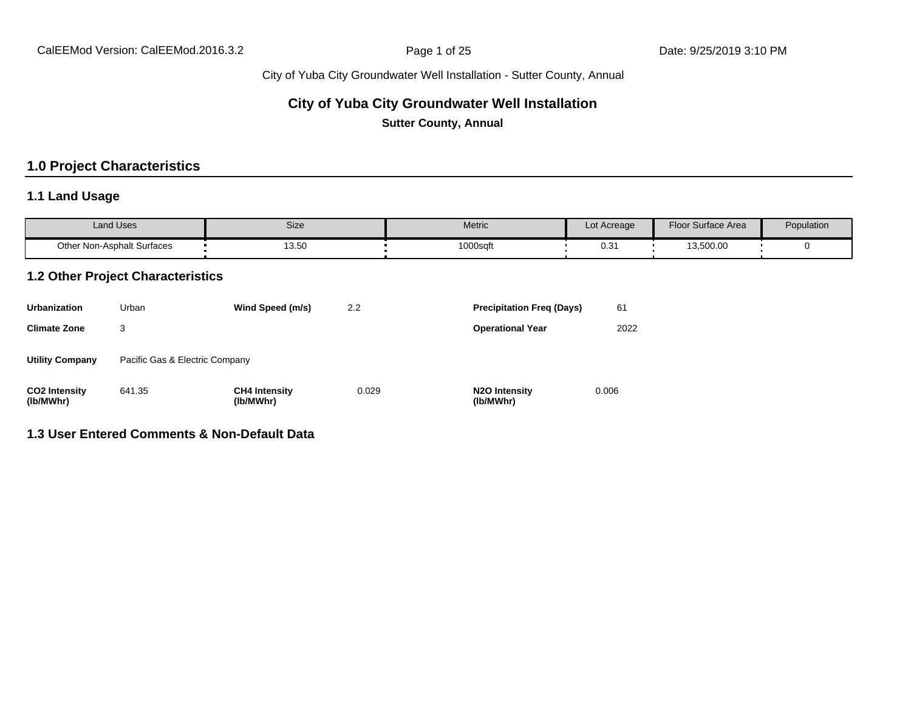# City of Yuba City Groundwater Well Installation

**Sutter County, Annual**

## 1.0 Project Characteristics

### 1.1 Land Usage

| Land Uses | Size | Metric | Lot Acreage | Floor Surface Area | Population |
|---|---|---|---|---|---|
| Other Non-Asphalt Surfaces | 13.50 | 1000sqft | 0.31 | 13,500.00 | 0 |

### 1.2 Other Project Characteristics

| | | | | | |
|---|---|---|---|---|---|
| **Urbanization** | Urban | **Wind Speed (m/s)** | 2.2 | **Precipitation Freq (Days)** | 61 |
| **Climate Zone** | 3 | | | **Operational Year** | 2022 |
| **Utility Company** | Pacific Gas & Electric Company | | | | |
| **$CO_2$ Intensity (lb/MWhr)** | 641.35 | **$CH_4$ Intensity (lb/MWhr)** | 0.029 | **$N_2O$ Intensity (lb/MWhr)** | 0.006 |

### 1.3 User Entered Comments & Non-Default Data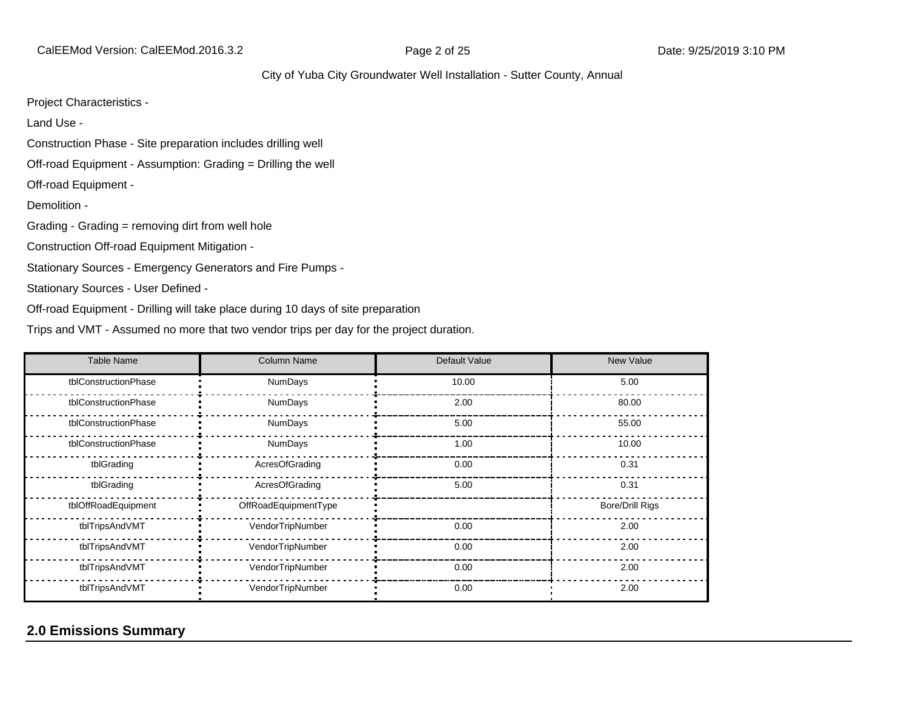Project Characteristics -

Land Use -

Construction Phase - Site preparation includes drilling well

Off-road Equipment - Assumption: Grading = Drilling the well

Off-road Equipment -

Demolition -

Grading - Grading = removing dirt from well hole

Construction Off-road Equipment Mitigation -

Stationary Sources - Emergency Generators and Fire Pumps -

Stationary Sources - User Defined -

Off-road Equipment - Drilling will take place during 10 days of site preparation

Trips and VMT - Assumed no more that two vendor trips per day for the project duration.

| Table Name | Column Name | Default Value | New Value |
|---|---|---|---|
| tblConstructionPhase | NumDays | 10.00 | 5.00 |
| tblConstructionPhase | NumDays | 2.00 | 80.00 |
| tblConstructionPhase | NumDays | 5.00 | 55.00 |
| tblConstructionPhase | NumDays | 1.00 | 10.00 |
| tblGrading | AcresOfGrading | 0.00 | 0.31 |
| tblGrading | AcresOfGrading | 5.00 | 0.31 |
| tblOffRoadEquipment | OffRoadEquipmentType | | Bore/Drill Rigs |
| tblTripsAndVMT | VendorTripNumber | 0.00 | 2.00 |
| tblTripsAndVMT | VendorTripNumber | 0.00 | 2.00 |
| tblTripsAndVMT | VendorTripNumber | 0.00 | 2.00 |
| tblTripsAndVMT | VendorTripNumber | 0.00 | 2.00 |

## 2.0 Emissions Summary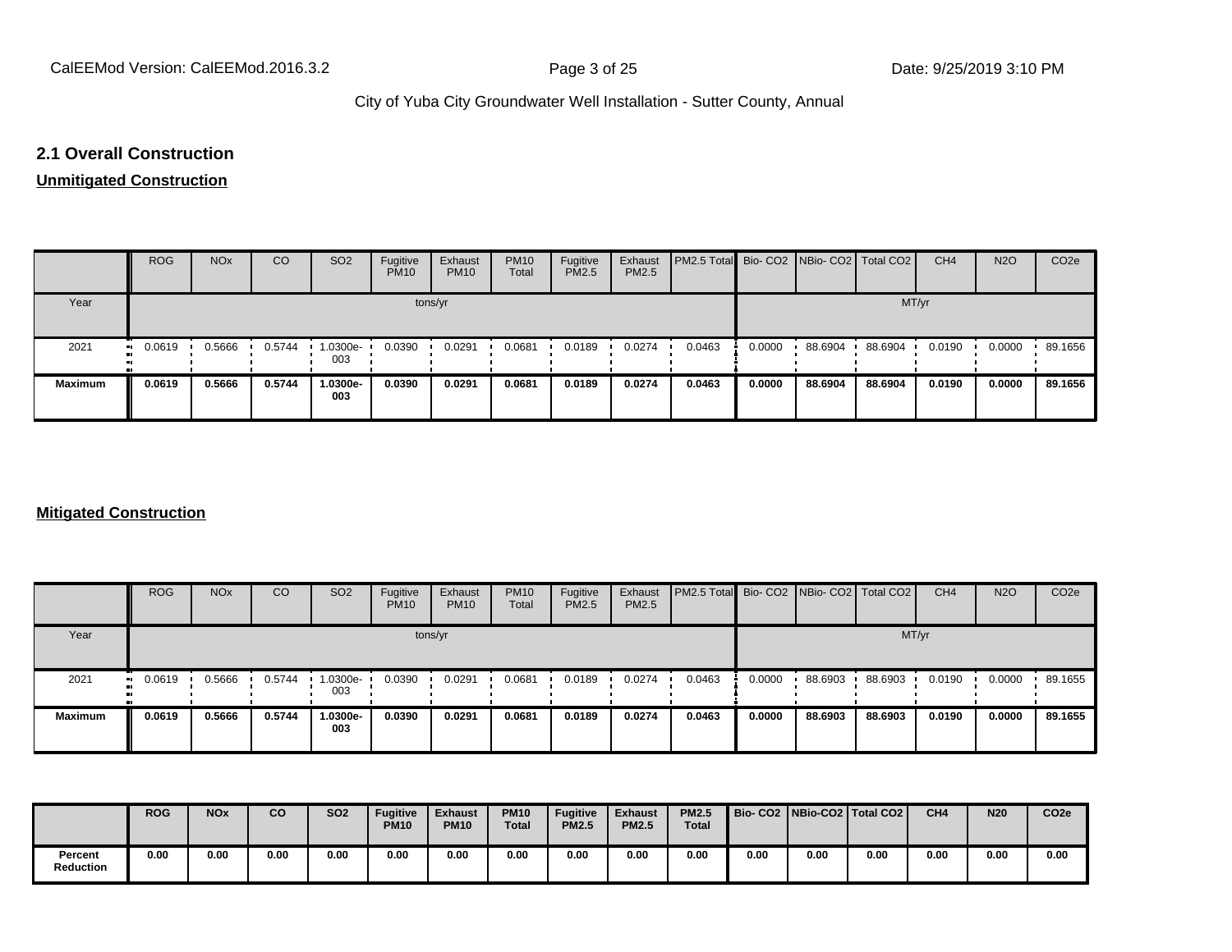## 2.1 Overall Construction

**Unmitigated Construction**

| | ROG | NOx | CO | SO2 | Fugitive PM10 | Exhaust PM10 | PM10 Total | Fugitive PM2.5 | Exhaust PM2.5 | PM2.5 Total | Bio- CO2 | NBio- CO2 | Total CO2 | CH4 | N2O | CO2e |
|---|---|---|---|---|---|---|---|---|---|---|---|---|---|---|---|---|
| Year | tons/yr | | | | | | | | | | MT/yr | | | | | |
| 2021 | 0.0619 | 0.5666 | 0.5744 | 1.0300e-003 | 0.0390 | 0.0291 | 0.0681 | 0.0189 | 0.0274 | 0.0463 | 0.0000 | 88.6904 | 88.6904 | 0.0190 | 0.0000 | 89.1656 |
| **Maximum** | **0.0619** | **0.5666** | **0.5744** | **1.0300e-003** | **0.0390** | **0.0291** | **0.0681** | **0.0189** | **0.0274** | **0.0463** | **0.0000** | **88.6904** | **88.6904** | **0.0190** | **0.0000** | **89.1656** |

**Mitigated Construction**

| | ROG | NOx | CO | SO2 | Fugitive PM10 | Exhaust PM10 | PM10 Total | Fugitive PM2.5 | Exhaust PM2.5 | PM2.5 Total | Bio- CO2 | NBio- CO2 | Total CO2 | CH4 | N2O | CO2e |
|---|---|---|---|---|---|---|---|---|---|---|---|---|---|---|---|---|
| Year | tons/yr | | | | | | | | | | MT/yr | | | | | |
| 2021 | 0.0619 | 0.5666 | 0.5744 | 1.0300e-003 | 0.0390 | 0.0291 | 0.0681 | 0.0189 | 0.0274 | 0.0463 | 0.0000 | 88.6903 | 88.6903 | 0.0190 | 0.0000 | 89.1655 |
| **Maximum** | **0.0619** | **0.5666** | **0.5744** | **1.0300e-003** | **0.0390** | **0.0291** | **0.0681** | **0.0189** | **0.0274** | **0.0463** | **0.0000** | **88.6903** | **88.6903** | **0.0190** | **0.0000** | **89.1655** |

| | **ROG** | **NOx** | **CO** | **SO2** | **Fugitive PM10** | **Exhaust PM10** | **PM10 Total** | **Fugitive PM2.5** | **Exhaust PM2.5** | **PM2.5 Total** | **Bio- CO2** | **NBio-CO2** | **Total CO2** | **CH4** | **N20** | **CO2e** |
|---|---|---|---|---|---|---|---|---|---|---|---|---|---|---|---|---|
| **Percent Reduction** | **0.00** | **0.00** | **0.00** | **0.00** | **0.00** | **0.00** | **0.00** | **0.00** | **0.00** | **0.00** | **0.00** | **0.00** | **0.00** | **0.00** | **0.00** | **0.00** |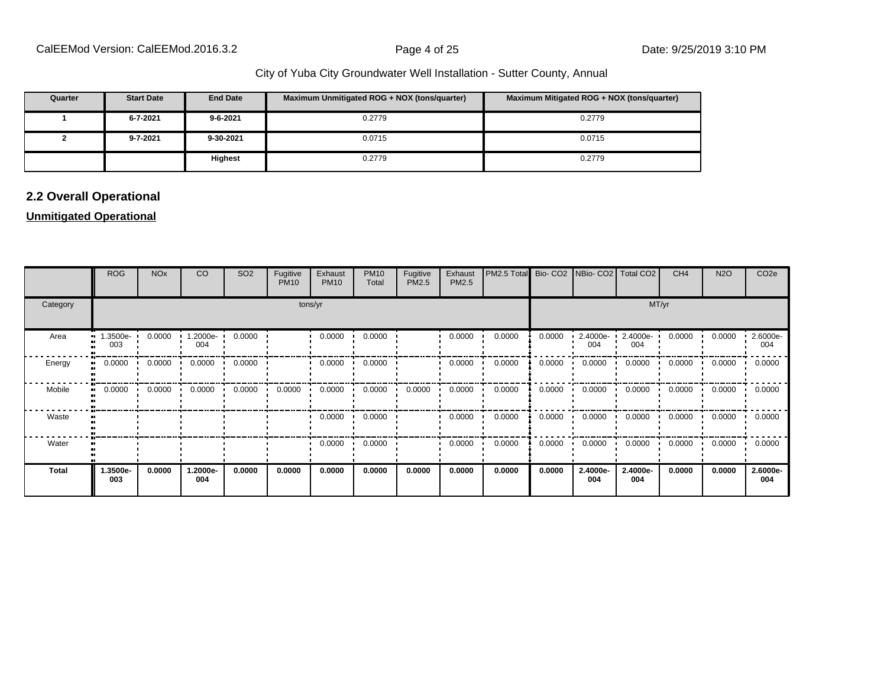City of Yuba City Groundwater Well Installation - Sutter County, Annual

| Quarter | Start Date | End Date | Maximum Unmitigated ROG + NOX (tons/quarter) | Maximum Mitigated ROG + NOX (tons/quarter) |
|---|---|---|---|---|
| 1 | 6-7-2021 | 9-6-2021 | 0.2779 | 0.2779 |
| 2 | 9-7-2021 | 9-30-2021 | 0.0715 | 0.0715 |
| | | **Highest** | 0.2779 | 0.2779 |

## 2.2 Overall Operational

**Unmitigated Operational**

| | ROG | NOx | CO | SO2 | Fugitive PM10 | Exhaust PM10 | PM10 Total | Fugitive PM2.5 | Exhaust PM2.5 | PM2.5 Total | Bio- CO2 | NBio- CO2 | Total CO2 | CH4 | N2O | CO2e |
|---|---|---|---|---|---|---|---|---|---|---|---|---|---|---|---|---|
| Category | tons/yr | | | | | | | | | | MT/yr | | | | | |
| Area | 1.3500e-003 | 0.0000 | 1.2000e-004 | 0.0000 | | 0.0000 | 0.0000 | | 0.0000 | 0.0000 | 0.0000 | 2.4000e-004 | 2.4000e-004 | 0.0000 | 0.0000 | 2.6000e-004 |
| Energy | 0.0000 | 0.0000 | 0.0000 | 0.0000 | | 0.0000 | 0.0000 | | 0.0000 | 0.0000 | 0.0000 | 0.0000 | 0.0000 | 0.0000 | 0.0000 | 0.0000 |
| Mobile | 0.0000 | 0.0000 | 0.0000 | 0.0000 | 0.0000 | 0.0000 | 0.0000 | 0.0000 | 0.0000 | 0.0000 | 0.0000 | 0.0000 | 0.0000 | 0.0000 | 0.0000 | 0.0000 |
| Waste | | | | | | 0.0000 | 0.0000 | | 0.0000 | 0.0000 | 0.0000 | 0.0000 | 0.0000 | 0.0000 | 0.0000 | 0.0000 |
| Water | | | | | | 0.0000 | 0.0000 | | 0.0000 | 0.0000 | 0.0000 | 0.0000 | 0.0000 | 0.0000 | 0.0000 | 0.0000 |
| **Total** | **1.3500e-003** | **0.0000** | **1.2000e-004** | **0.0000** | **0.0000** | **0.0000** | **0.0000** | **0.0000** | **0.0000** | **0.0000** | **0.0000** | **2.4000e-004** | **2.4000e-004** | **0.0000** | **0.0000** | **2.6000e-004** |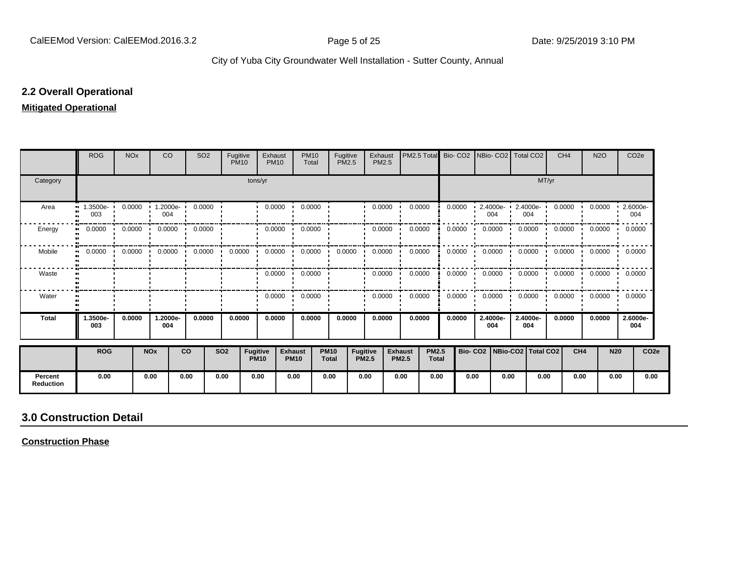## 2.2 Overall Operational

**Mitigated Operational**

| | ROG | NOx | CO | SO2 | Fugitive PM10 | Exhaust PM10 | PM10 Total | Fugitive PM2.5 | Exhaust PM2.5 | PM2.5 Total | Bio- CO2 | NBio- CO2 | Total CO2 | CH4 | N2O | CO2e |
|---|---|---|---|---|---|---|---|---|---|---|---|---|---|---|---|---|
| Category | tons/yr | | | | | | | | | | MT/yr | | | | | |
| Area | 1.3500e-003 | 0.0000 | 1.2000e-004 | 0.0000 | | 0.0000 | 0.0000 | | 0.0000 | 0.0000 | 0.0000 | 2.4000e-004 | 2.4000e-004 | 0.0000 | 0.0000 | 2.6000e-004 |
| Energy | 0.0000 | 0.0000 | 0.0000 | 0.0000 | | 0.0000 | 0.0000 | | 0.0000 | 0.0000 | 0.0000 | 0.0000 | 0.0000 | 0.0000 | 0.0000 | 0.0000 |
| Mobile | 0.0000 | 0.0000 | 0.0000 | 0.0000 | 0.0000 | 0.0000 | 0.0000 | 0.0000 | 0.0000 | 0.0000 | 0.0000 | 0.0000 | 0.0000 | 0.0000 | 0.0000 | 0.0000 |
| Waste | | | | | | 0.0000 | 0.0000 | | 0.0000 | 0.0000 | 0.0000 | 0.0000 | 0.0000 | 0.0000 | 0.0000 | 0.0000 |
| Water | | | | | | 0.0000 | 0.0000 | | 0.0000 | 0.0000 | 0.0000 | 0.0000 | 0.0000 | 0.0000 | 0.0000 | 0.0000 |
| **Total** | **1.3500e-003** | **0.0000** | **1.2000e-004** | **0.0000** | **0.0000** | **0.0000** | **0.0000** | **0.0000** | **0.0000** | **0.0000** | **0.0000** | **2.4000e-004** | **2.4000e-004** | **0.0000** | **0.0000** | **2.6000e-004** |

| | ROG | NOx | CO | SO2 | Fugitive PM10 | Exhaust PM10 | PM10 Total | Fugitive PM2.5 | Exhaust PM2.5 | PM2.5 Total | Bio- CO2 | NBio-CO2 | Total CO2 | CH4 | N20 | CO2e |
|---|---|---|---|---|---|---|---|---|---|---|---|---|---|---|---|---|
| **Percent Reduction** | **0.00** | **0.00** | **0.00** | **0.00** | **0.00** | **0.00** | **0.00** | **0.00** | **0.00** | **0.00** | **0.00** | **0.00** | **0.00** | **0.00** | **0.00** | **0.00** |

# 3.0 Construction Detail

**Construction Phase**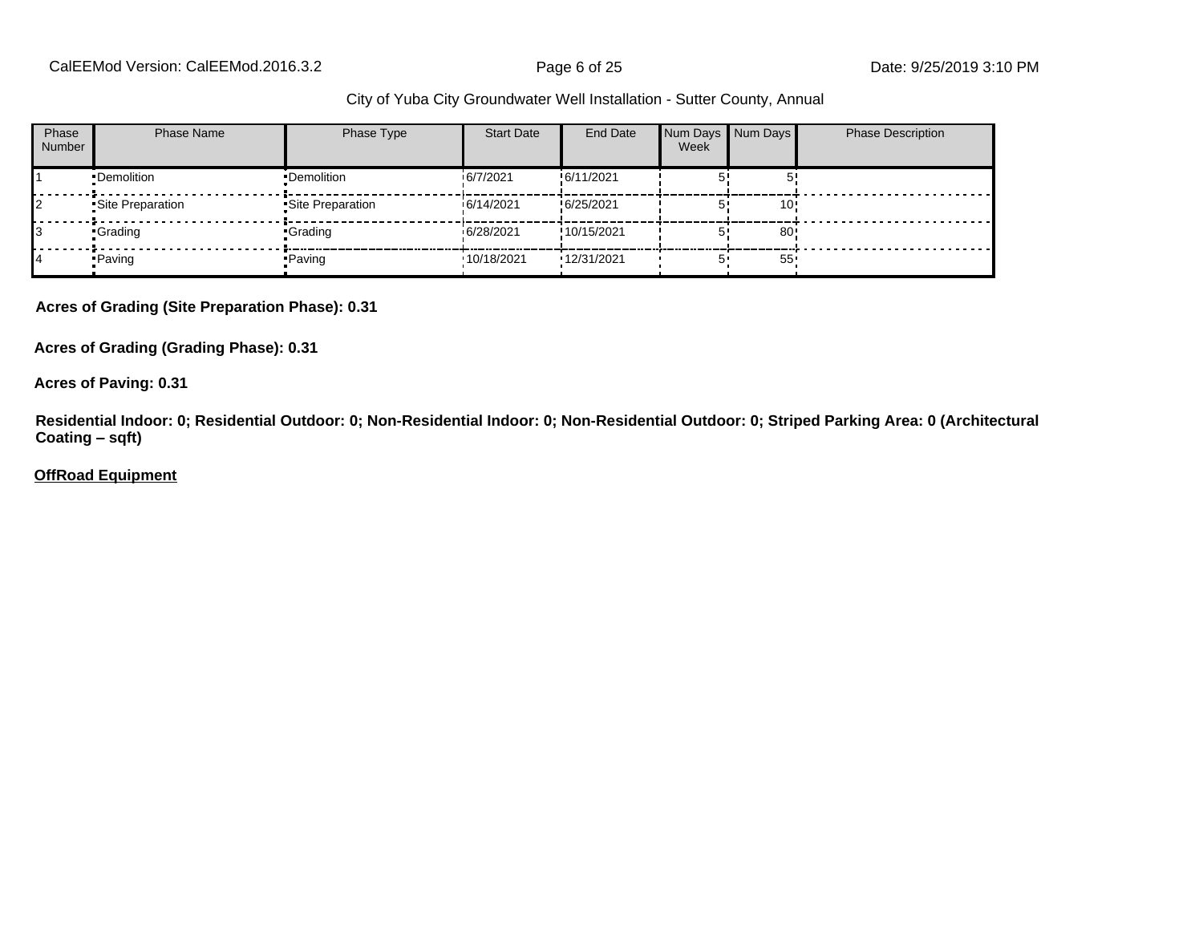| Phase Number | Phase Name | Phase Type | Start Date | End Date | Num Days Week | Num Days | Phase Description |
|---|---|---|---|---|---|---|---|
| 1 | Demolition | Demolition | 6/7/2021 | 6/11/2021 | 5 | 5 | |
| 2 | Site Preparation | Site Preparation | 6/14/2021 | 6/25/2021 | 5 | 10 | |
| 3 | Grading | Grading | 6/28/2021 | 10/15/2021 | 5 | 80 | |
| 4 | Paving | Paving | 10/18/2021 | 12/31/2021 | 5 | 55 | |

**Acres of Grading (Site Preparation Phase): 0.31**

**Acres of Grading (Grading Phase): 0.31**

**Acres of Paving: 0.31**

**Residential Indoor: 0; Residential Outdoor: 0; Non-Residential Indoor: 0; Non-Residential Outdoor: 0; Striped Parking Area: 0 (Architectural Coating – sqft)**

**OffRoad Equipment**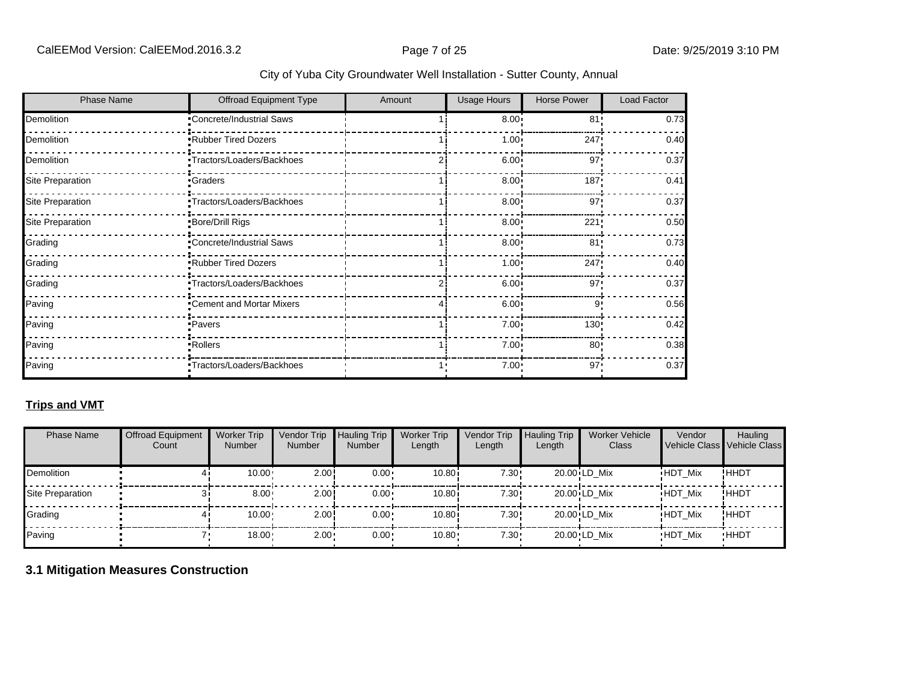City of Yuba City Groundwater Well Installation - Sutter County, Annual

| Phase Name | Offroad Equipment Type | Amount | Usage Hours | Horse Power | Load Factor |
|---|---|---|---|---|---|
| Demolition | Concrete/Industrial Saws | 1 | 8.00 | 81 | 0.73 |
| Demolition | Rubber Tired Dozers | 1 | 1.00 | 247 | 0.40 |
| Demolition | Tractors/Loaders/Backhoes | 2 | 6.00 | 97 | 0.37 |
| Site Preparation | Graders | 1 | 8.00 | 187 | 0.41 |
| Site Preparation | Tractors/Loaders/Backhoes | 1 | 8.00 | 97 | 0.37 |
| Site Preparation | Bore/Drill Rigs | 1 | 8.00 | 221 | 0.50 |
| Grading | Concrete/Industrial Saws | 1 | 8.00 | 81 | 0.73 |
| Grading | Rubber Tired Dozers | 1 | 1.00 | 247 | 0.40 |
| Grading | Tractors/Loaders/Backhoes | 2 | 6.00 | 97 | 0.37 |
| Paving | Cement and Mortar Mixers | 4 | 6.00 | 9 | 0.56 |
| Paving | Pavers | 1 | 7.00 | 130 | 0.42 |
| Paving | Rollers | 1 | 7.00 | 80 | 0.38 |
| Paving | Tractors/Loaders/Backhoes | 1 | 7.00 | 97 | 0.37 |

**Trips and VMT**

| Phase Name | Offroad Equipment Count | Worker Trip Number | Vendor Trip Number | Hauling Trip Number | Worker Trip Length | Vendor Trip Length | Hauling Trip Length | Worker Vehicle Class | Vendor Vehicle Class | Hauling Vehicle Class |
|---|---|---|---|---|---|---|---|---|---|---|
| Demolition | 4 | 10.00 | 2.00 | 0.00 | 10.80 | 7.30 | 20.00 | LD_Mix | HDT_Mix | HHDT |
| Site Preparation | 3 | 8.00 | 2.00 | 0.00 | 10.80 | 7.30 | 20.00 | LD_Mix | HDT_Mix | HHDT |
| Grading | 4 | 10.00 | 2.00 | 0.00 | 10.80 | 7.30 | 20.00 | LD_Mix | HDT_Mix | HHDT |
| Paving | 7 | 18.00 | 2.00 | 0.00 | 10.80 | 7.30 | 20.00 | LD_Mix | HDT_Mix | HHDT |

## 3.1 Mitigation Measures Construction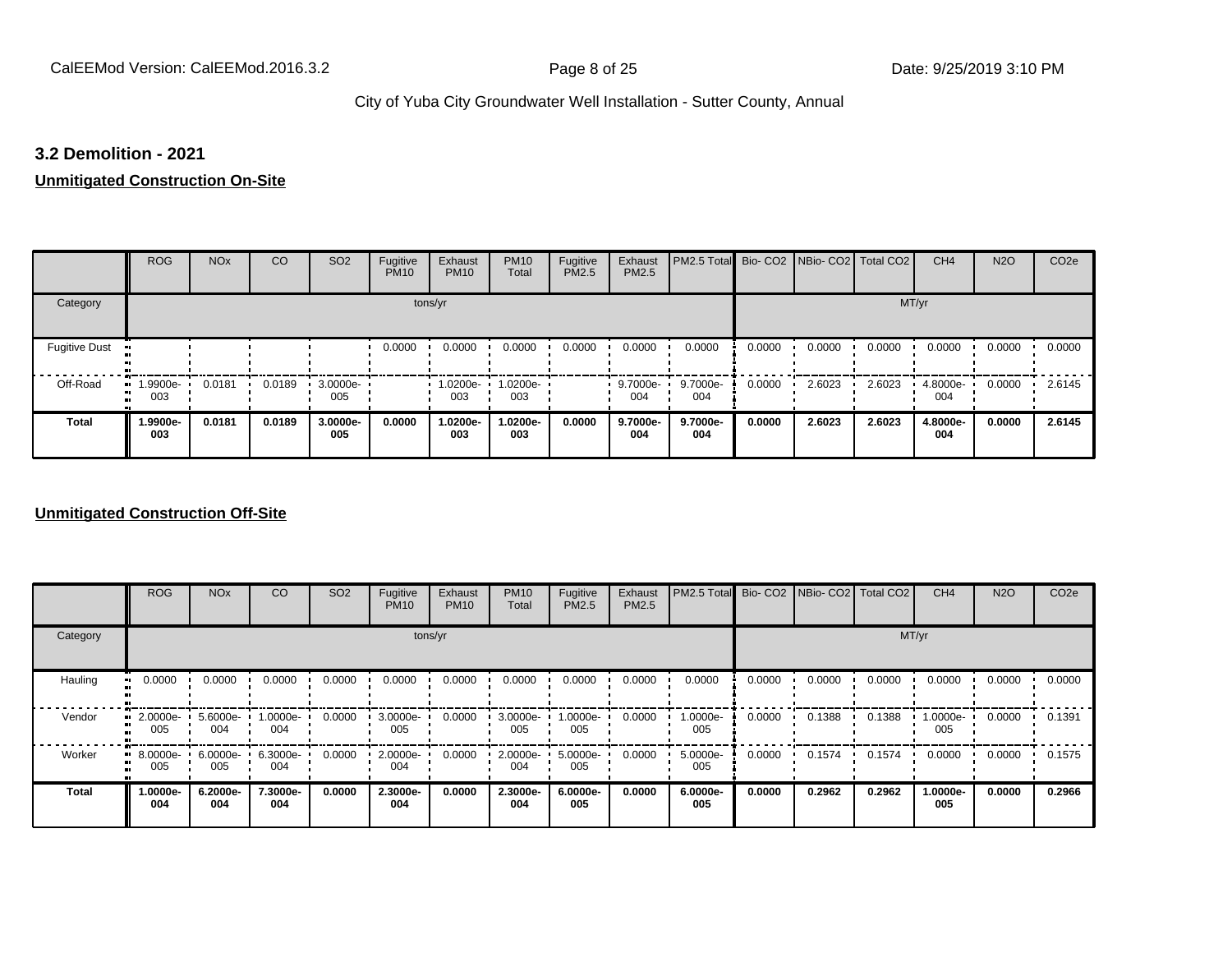### 3.2 Demolition - 2021

**Unmitigated Construction On-Site**

| | ROG | NOx | CO | SO2 | Fugitive PM10 | Exhaust PM10 | PM10 Total | Fugitive PM2.5 | Exhaust PM2.5 | PM2.5 Total | Bio- CO2 | NBio- CO2 | Total CO2 | CH4 | N2O | CO2e |
|---|---|---|---|---|---|---|---|---|---|---|---|---|---|---|---|---|
| Category | tons/yr | | | | | | | | | | MT/yr | | | | | |
| Fugitive Dust | | | | | 0.0000 | 0.0000 | 0.0000 | 0.0000 | 0.0000 | 0.0000 | 0.0000 | 0.0000 | 0.0000 | 0.0000 | 0.0000 | 0.0000 |
| Off-Road | 1.9900e-003 | 0.0181 | 0.0189 | 3.0000e-005 | | 1.0200e-003 | 1.0200e-003 | | 9.7000e-004 | 9.7000e-004 | 0.0000 | 2.6023 | 2.6023 | 4.8000e-004 | 0.0000 | 2.6145 |
| **Total** | **1.9900e-003** | **0.0181** | **0.0189** | **3.0000e-005** | **0.0000** | **1.0200e-003** | **1.0200e-003** | **0.0000** | **9.7000e-004** | **9.7000e-004** | **0.0000** | **2.6023** | **2.6023** | **4.8000e-004** | **0.0000** | **2.6145** |

**Unmitigated Construction Off-Site**

| | ROG | NOx | CO | SO2 | Fugitive PM10 | Exhaust PM10 | PM10 Total | Fugitive PM2.5 | Exhaust PM2.5 | PM2.5 Total | Bio- CO2 | NBio- CO2 | Total CO2 | CH4 | N2O | CO2e |
|---|---|---|---|---|---|---|---|---|---|---|---|---|---|---|---|---|
| Category | tons/yr | | | | | | | | | | MT/yr | | | | | |
| Hauling | 0.0000 | 0.0000 | 0.0000 | 0.0000 | 0.0000 | 0.0000 | 0.0000 | 0.0000 | 0.0000 | 0.0000 | 0.0000 | 0.0000 | 0.0000 | 0.0000 | 0.0000 | 0.0000 |
| Vendor | 2.0000e-005 | 5.6000e-004 | 1.0000e-004 | 0.0000 | 3.0000e-005 | 0.0000 | 3.0000e-005 | 1.0000e-005 | 0.0000 | 1.0000e-005 | 0.0000 | 0.1388 | 0.1388 | 1.0000e-005 | 0.0000 | 0.1391 |
| Worker | 8.0000e-005 | 6.0000e-005 | 6.3000e-004 | 0.0000 | 2.0000e-004 | 0.0000 | 2.0000e-004 | 5.0000e-005 | 0.0000 | 5.0000e-005 | 0.0000 | 0.1574 | 0.1574 | 0.0000 | 0.0000 | 0.1575 |
| **Total** | **1.0000e-004** | **6.2000e-004** | **7.3000e-004** | **0.0000** | **2.3000e-004** | **0.0000** | **2.3000e-004** | **6.0000e-005** | **0.0000** | **6.0000e-005** | **0.0000** | **0.2962** | **0.2962** | **1.0000e-005** | **0.0000** | **0.2966** |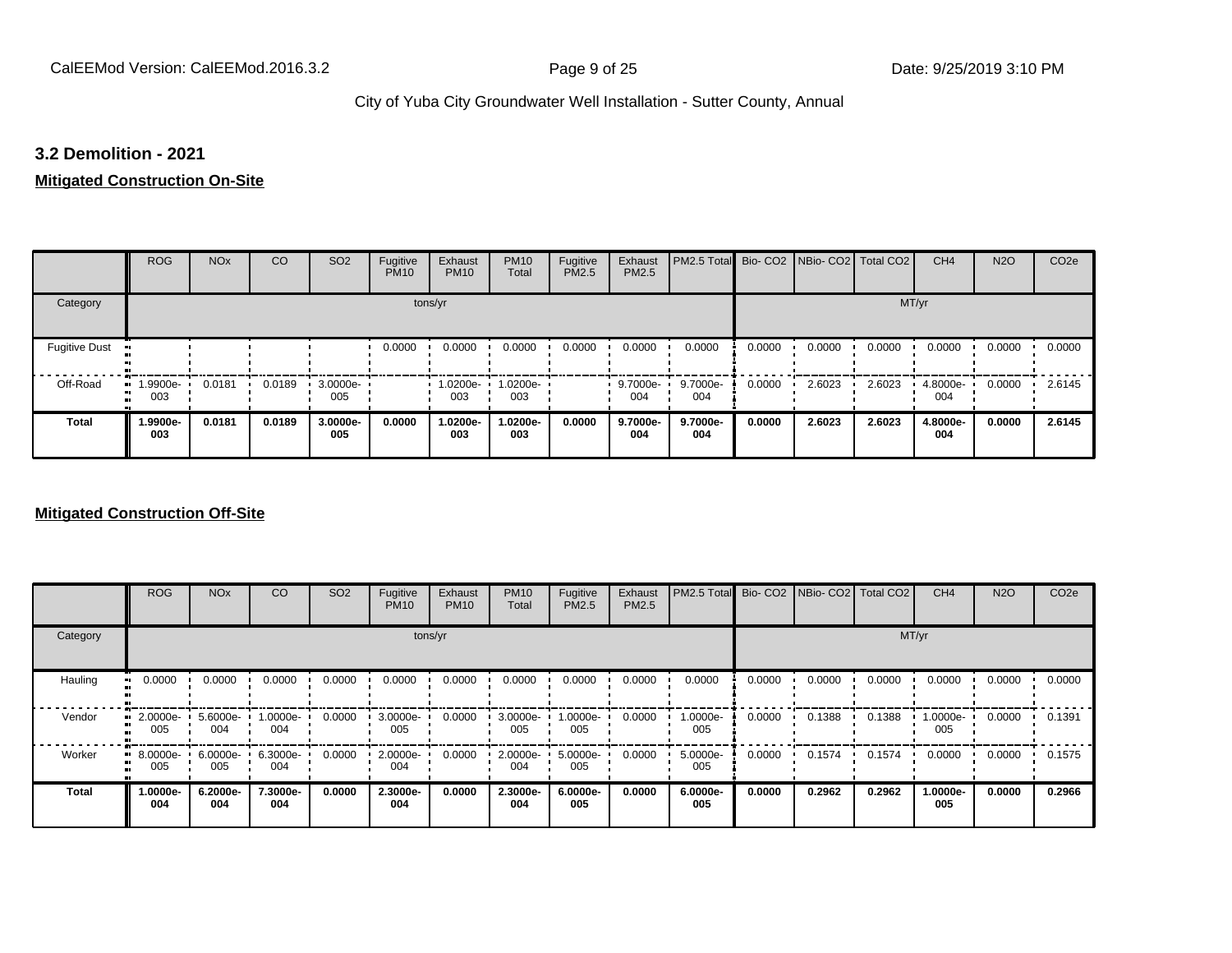## 3.2 Demolition - 2021

**Mitigated Construction On-Site**

| | ROG | NOx | CO | SO2 | Fugitive PM10 | Exhaust PM10 | PM10 Total | Fugitive PM2.5 | Exhaust PM2.5 | PM2.5 Total | Bio- CO2 | NBio- CO2 | Total CO2 | CH4 | N2O | CO2e |
|---|---|---|---|---|---|---|---|---|---|---|---|---|---|---|---|---|
| Category | tons/yr | | | | | | | | | | MT/yr | | | | | |
| Fugitive Dust | | | | | 0.0000 | 0.0000 | 0.0000 | 0.0000 | 0.0000 | 0.0000 | 0.0000 | 0.0000 | 0.0000 | 0.0000 | 0.0000 | 0.0000 |
| Off-Road | 1.9900e-003 | 0.0181 | 0.0189 | 3.0000e-005 | | 1.0200e-003 | 1.0200e-003 | | 9.7000e-004 | 9.7000e-004 | 0.0000 | 2.6023 | 2.6023 | 4.8000e-004 | 0.0000 | 2.6145 |
| **Total** | **1.9900e-003** | **0.0181** | **0.0189** | **3.0000e-005** | **0.0000** | **1.0200e-003** | **1.0200e-003** | **0.0000** | **9.7000e-004** | **9.7000e-004** | **0.0000** | **2.6023** | **2.6023** | **4.8000e-004** | **0.0000** | **2.6145** |

**Mitigated Construction Off-Site**

| | ROG | NOx | CO | SO2 | Fugitive PM10 | Exhaust PM10 | PM10 Total | Fugitive PM2.5 | Exhaust PM2.5 | PM2.5 Total | Bio- CO2 | NBio- CO2 | Total CO2 | CH4 | N2O | CO2e |
|---|---|---|---|---|---|---|---|---|---|---|---|---|---|---|---|---|
| Category | tons/yr | | | | | | | | | | MT/yr | | | | | |
| Hauling | 0.0000 | 0.0000 | 0.0000 | 0.0000 | 0.0000 | 0.0000 | 0.0000 | 0.0000 | 0.0000 | 0.0000 | 0.0000 | 0.0000 | 0.0000 | 0.0000 | 0.0000 | 0.0000 |
| Vendor | 2.0000e-005 | 5.6000e-004 | 1.0000e-004 | 0.0000 | 3.0000e-005 | 0.0000 | 3.0000e-005 | 1.0000e-005 | 0.0000 | 1.0000e-005 | 0.0000 | 0.1388 | 0.1388 | 1.0000e-005 | 0.0000 | 0.1391 |
| Worker | 8.0000e-005 | 6.0000e-005 | 6.3000e-004 | 0.0000 | 2.0000e-004 | 0.0000 | 2.0000e-004 | 5.0000e-005 | 0.0000 | 5.0000e-005 | 0.0000 | 0.1574 | 0.1574 | 0.0000 | 0.0000 | 0.1575 |
| **Total** | **1.0000e-004** | **6.2000e-004** | **7.3000e-004** | **0.0000** | **2.3000e-004** | **0.0000** | **2.3000e-004** | **6.0000e-005** | **0.0000** | **6.0000e-005** | **0.0000** | **0.2962** | **0.2962** | **1.0000e-005** | **0.0000** | **0.2966** |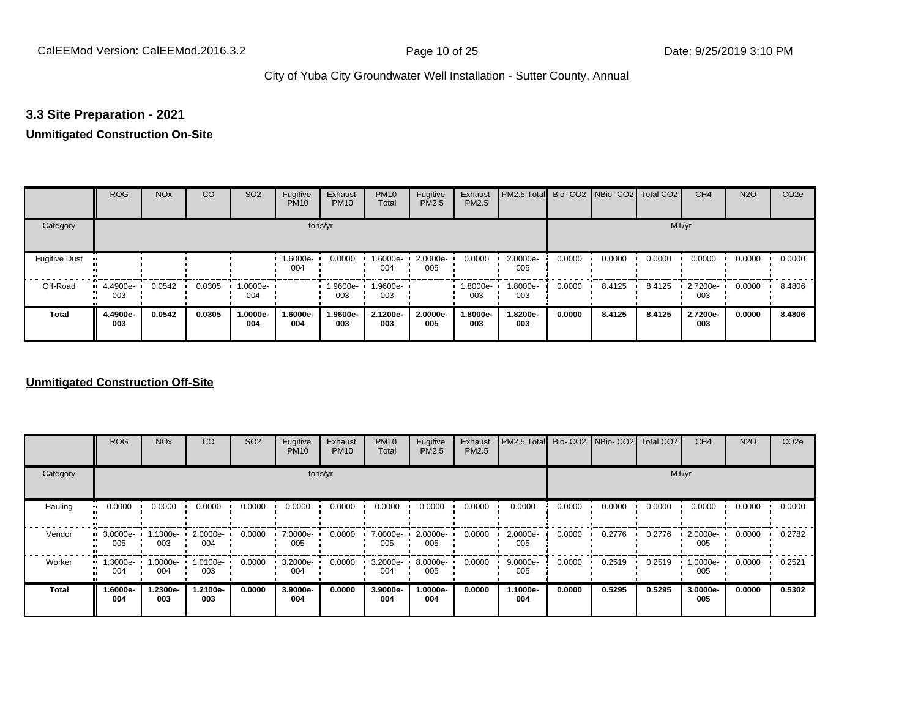### 3.3 Site Preparation - 2021

**Unmitigated Construction On-Site**

| | ROG | NOx | CO | SO2 | Fugitive PM10 | Exhaust PM10 | PM10 Total | Fugitive PM2.5 | Exhaust PM2.5 | PM2.5 Total | Bio- CO2 | NBio- CO2 | Total CO2 | CH4 | N2O | CO2e |
|---|---|---|---|---|---|---|---|---|---|---|---|---|---|---|---|---|
| Category | tons/yr | | | | | | | | | | MT/yr | | | | | |
| Fugitive Dust | | | | | 1.6000e-004 | 0.0000 | 1.6000e-004 | 2.0000e-005 | 0.0000 | 2.0000e-005 | 0.0000 | 0.0000 | 0.0000 | 0.0000 | 0.0000 | 0.0000 |
| Off-Road | 4.4900e-003 | 0.0542 | 0.0305 | 1.0000e-004 | | 1.9600e-003 | 1.9600e-003 | | 1.8000e-003 | 1.8000e-003 | 0.0000 | 8.4125 | 8.4125 | 2.7200e-003 | 0.0000 | 8.4806 |
| **Total** | **4.4900e-003** | **0.0542** | **0.0305** | **1.0000e-004** | **1.6000e-004** | **1.9600e-003** | **2.1200e-003** | **2.0000e-005** | **1.8000e-003** | **1.8200e-003** | **0.0000** | **8.4125** | **8.4125** | **2.7200e-003** | **0.0000** | **8.4806** |

**Unmitigated Construction Off-Site**

| | ROG | NOx | CO | SO2 | Fugitive PM10 | Exhaust PM10 | PM10 Total | Fugitive PM2.5 | Exhaust PM2.5 | PM2.5 Total | Bio- CO2 | NBio- CO2 | Total CO2 | CH4 | N2O | CO2e |
|---|---|---|---|---|---|---|---|---|---|---|---|---|---|---|---|---|
| Category | tons/yr | | | | | | | | | | MT/yr | | | | | |
| Hauling | 0.0000 | 0.0000 | 0.0000 | 0.0000 | 0.0000 | 0.0000 | 0.0000 | 0.0000 | 0.0000 | 0.0000 | 0.0000 | 0.0000 | 0.0000 | 0.0000 | 0.0000 | 0.0000 |
| Vendor | 3.0000e-005 | 1.1300e-003 | 2.0000e-004 | 0.0000 | 7.0000e-005 | 0.0000 | 7.0000e-005 | 2.0000e-005 | 0.0000 | 2.0000e-005 | 0.0000 | 0.2776 | 0.2776 | 2.0000e-005 | 0.0000 | 0.2782 |
| Worker | 1.3000e-004 | 1.0000e-004 | 1.0100e-003 | 0.0000 | 3.2000e-004 | 0.0000 | 3.2000e-004 | 8.0000e-005 | 0.0000 | 9.0000e-005 | 0.0000 | 0.2519 | 0.2519 | 1.0000e-005 | 0.0000 | 0.2521 |
| **Total** | **1.6000e-004** | **1.2300e-003** | **1.2100e-003** | **0.0000** | **3.9000e-004** | **0.0000** | **3.9000e-004** | **1.0000e-004** | **0.0000** | **1.1000e-004** | **0.0000** | **0.5295** | **0.5295** | **3.0000e-005** | **0.0000** | **0.5302** |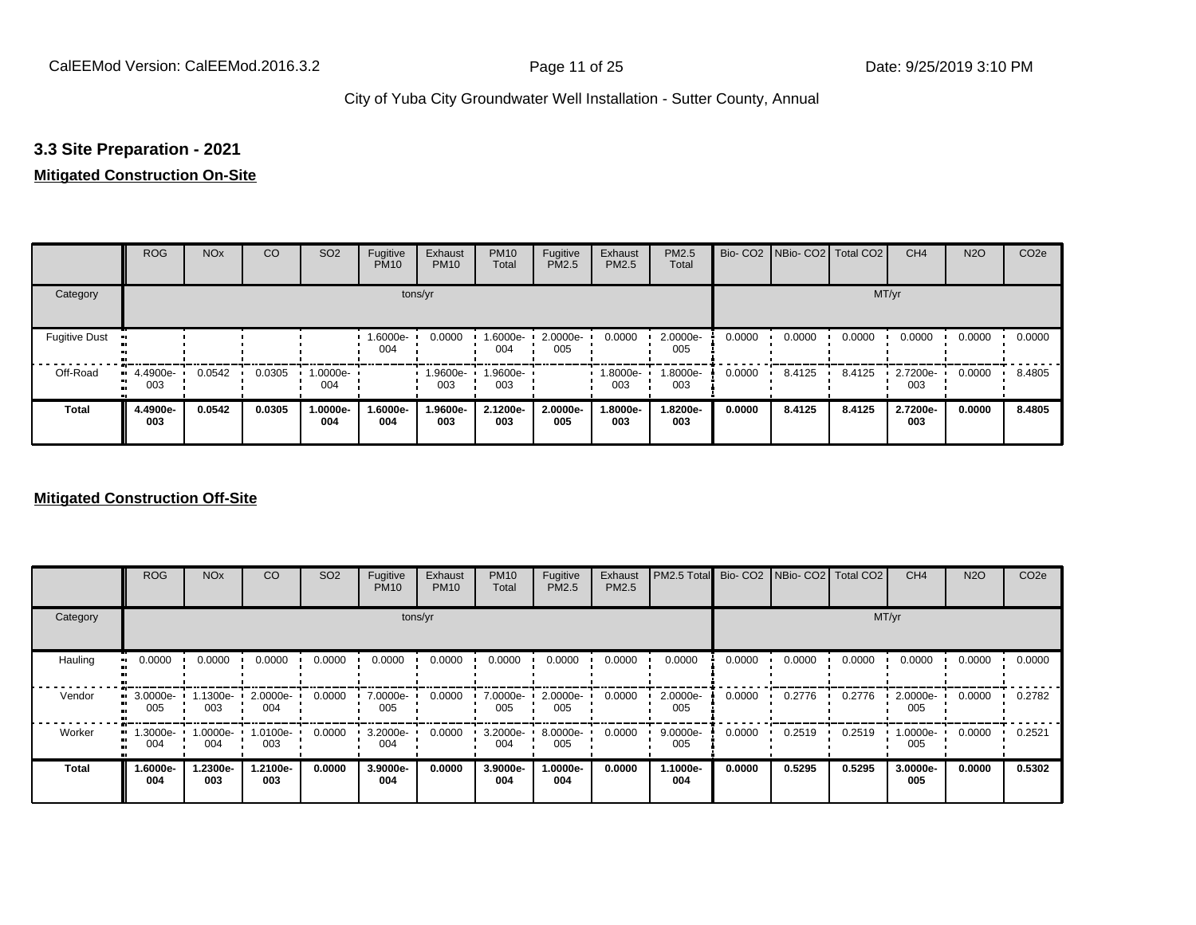### 3.3 Site Preparation - 2021

**Mitigated Construction On-Site**

| | ROG | NOx | CO | SO2 | Fugitive PM10 | Exhaust PM10 | PM10 Total | Fugitive PM2.5 | Exhaust PM2.5 | PM2.5 Total | Bio- CO2 | NBio- CO2 | Total CO2 | CH4 | N2O | CO2e |
|---|---|---|---|---|---|---|---|---|---|---|---|---|---|---|---|---|
| Category | tons/yr | | | | | | | | | | MT/yr | | | | | |
| Fugitive Dust | | | | | 1.6000e-004 | 0.0000 | 1.6000e-004 | 2.0000e-005 | 0.0000 | 2.0000e-005 | 0.0000 | 0.0000 | 0.0000 | 0.0000 | 0.0000 | 0.0000 |
| Off-Road | 4.4900e-003 | 0.0542 | 0.0305 | 1.0000e-004 | | 1.9600e-003 | 1.9600e-003 | | 1.8000e-003 | 1.8000e-003 | 0.0000 | 8.4125 | 8.4125 | 2.7200e-003 | 0.0000 | 8.4805 |
| **Total** | **4.4900e-003** | **0.0542** | **0.0305** | **1.0000e-004** | **1.6000e-004** | **1.9600e-003** | **2.1200e-003** | **2.0000e-005** | **1.8000e-003** | **1.8200e-003** | **0.0000** | **8.4125** | **8.4125** | **2.7200e-003** | **0.0000** | **8.4805** |

**Mitigated Construction Off-Site**

| | ROG | NOx | CO | SO2 | Fugitive PM10 | Exhaust PM10 | PM10 Total | Fugitive PM2.5 | Exhaust PM2.5 | PM2.5 Total | Bio- CO2 | NBio- CO2 | Total CO2 | CH4 | N2O | CO2e |
|---|---|---|---|---|---|---|---|---|---|---|---|---|---|---|---|---|
| Category | tons/yr | | | | | | | | | | MT/yr | | | | | |
| Hauling | 0.0000 | 0.0000 | 0.0000 | 0.0000 | 0.0000 | 0.0000 | 0.0000 | 0.0000 | 0.0000 | 0.0000 | 0.0000 | 0.0000 | 0.0000 | 0.0000 | 0.0000 | 0.0000 |
| Vendor | 3.0000e-005 | 1.1300e-003 | 2.0000e-004 | 0.0000 | 7.0000e-005 | 0.0000 | 7.0000e-005 | 2.0000e-005 | 0.0000 | 2.0000e-005 | 0.0000 | 0.2776 | 0.2776 | 2.0000e-005 | 0.0000 | 0.2782 |
| Worker | 1.3000e-004 | 1.0000e-004 | 1.0100e-003 | 0.0000 | 3.2000e-004 | 0.0000 | 3.2000e-004 | 8.0000e-005 | 0.0000 | 9.0000e-005 | 0.0000 | 0.2519 | 0.2519 | 1.0000e-005 | 0.0000 | 0.2521 |
| **Total** | **1.6000e-004** | **1.2300e-003** | **1.2100e-003** | **0.0000** | **3.9000e-004** | **0.0000** | **3.9000e-004** | **1.0000e-004** | **0.0000** | **1.1000e-004** | **0.0000** | **0.5295** | **0.5295** | **3.0000e-005** | **0.0000** | **0.5302** |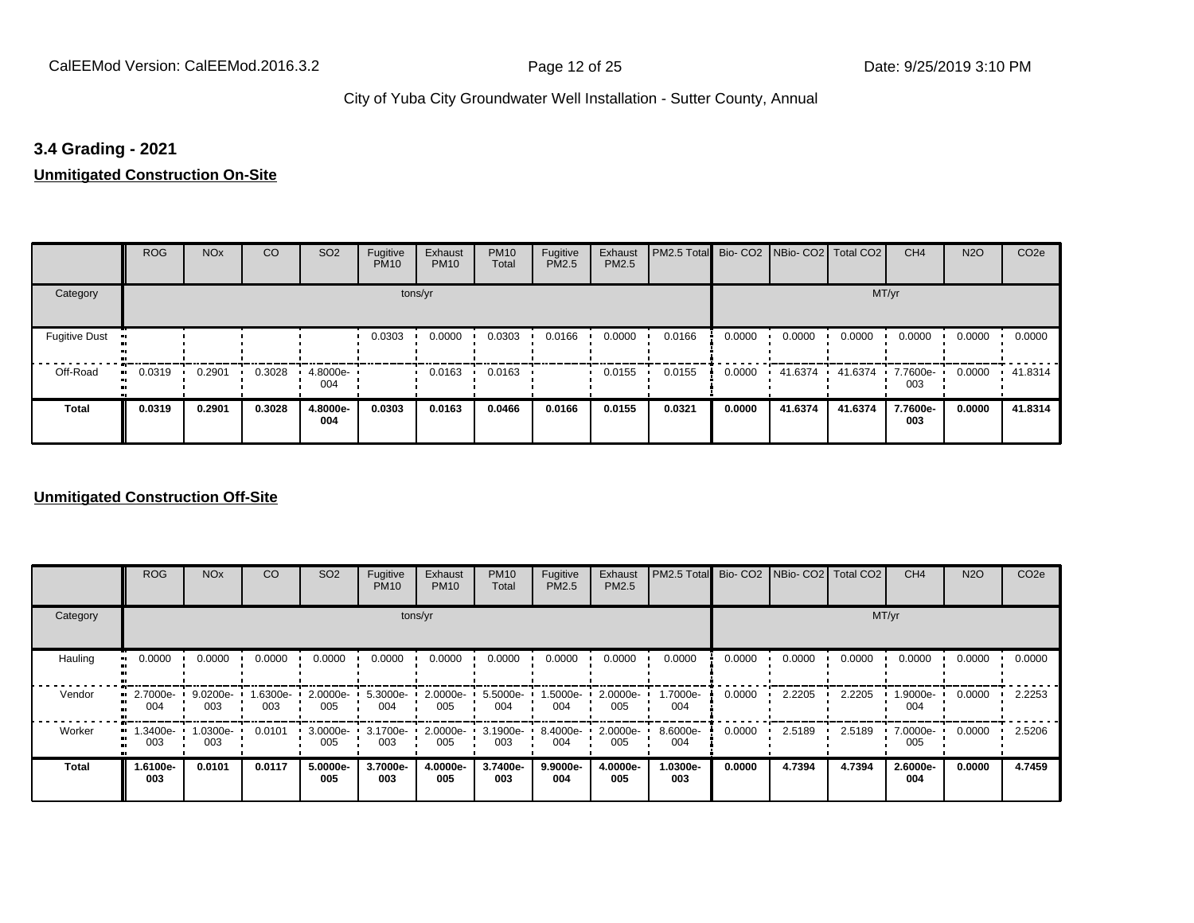### 3.4 Grading - 2021

**Unmitigated Construction On-Site**

| | ROG | NOx | CO | SO2 | Fugitive PM10 | Exhaust PM10 | PM10 Total | Fugitive PM2.5 | Exhaust PM2.5 | PM2.5 Total | Bio- CO2 | NBio- CO2 | Total CO2 | CH4 | N2O | CO2e |
|---|---|---|---|---|---|---|---|---|---|---|---|---|---|---|---|---|
| Category | tons/yr | | | | | | | | | | MT/yr | | | | | |
| Fugitive Dust | | | | | 0.0303 | 0.0000 | 0.0303 | 0.0166 | 0.0000 | 0.0166 | 0.0000 | 0.0000 | 0.0000 | 0.0000 | 0.0000 | 0.0000 |
| Off-Road | 0.0319 | 0.2901 | 0.3028 | 4.8000e-004 | | 0.0163 | 0.0163 | | 0.0155 | 0.0155 | 0.0000 | 41.6374 | 41.6374 | 7.7600e-003 | 0.0000 | 41.8314 |
| **Total** | **0.0319** | **0.2901** | **0.3028** | **4.8000e-004** | **0.0303** | **0.0163** | **0.0466** | **0.0166** | **0.0155** | **0.0321** | **0.0000** | **41.6374** | **41.6374** | **7.7600e-003** | **0.0000** | **41.8314** |

**Unmitigated Construction Off-Site**

| | ROG | NOx | CO | SO2 | Fugitive PM10 | Exhaust PM10 | PM10 Total | Fugitive PM2.5 | Exhaust PM2.5 | PM2.5 Total | Bio- CO2 | NBio- CO2 | Total CO2 | CH4 | N2O | CO2e |
|---|---|---|---|---|---|---|---|---|---|---|---|---|---|---|---|---|
| Category | tons/yr | | | | | | | | | | MT/yr | | | | | |
| Hauling | 0.0000 | 0.0000 | 0.0000 | 0.0000 | 0.0000 | 0.0000 | 0.0000 | 0.0000 | 0.0000 | 0.0000 | 0.0000 | 0.0000 | 0.0000 | 0.0000 | 0.0000 | 0.0000 |
| Vendor | 2.7000e-004 | 9.0200e-003 | 1.6300e-003 | 2.0000e-005 | 5.3000e-004 | 2.0000e-005 | 5.5000e-004 | 1.5000e-004 | 2.0000e-005 | 1.7000e-004 | 0.0000 | 2.2205 | 2.2205 | 1.9000e-004 | 0.0000 | 2.2253 |
| Worker | 1.3400e-003 | 1.0300e-003 | 0.0101 | 3.0000e-005 | 3.1700e-003 | 2.0000e-005 | 3.1900e-003 | 8.4000e-004 | 2.0000e-005 | 8.6000e-004 | 0.0000 | 2.5189 | 2.5189 | 7.0000e-005 | 0.0000 | 2.5206 |
| **Total** | **1.6100e-003** | **0.0101** | **0.0117** | **5.0000e-005** | **3.7000e-003** | **4.0000e-005** | **3.7400e-003** | **9.9000e-004** | **4.0000e-005** | **1.0300e-003** | **0.0000** | **4.7394** | **4.7394** | **2.6000e-004** | **0.0000** | **4.7459** |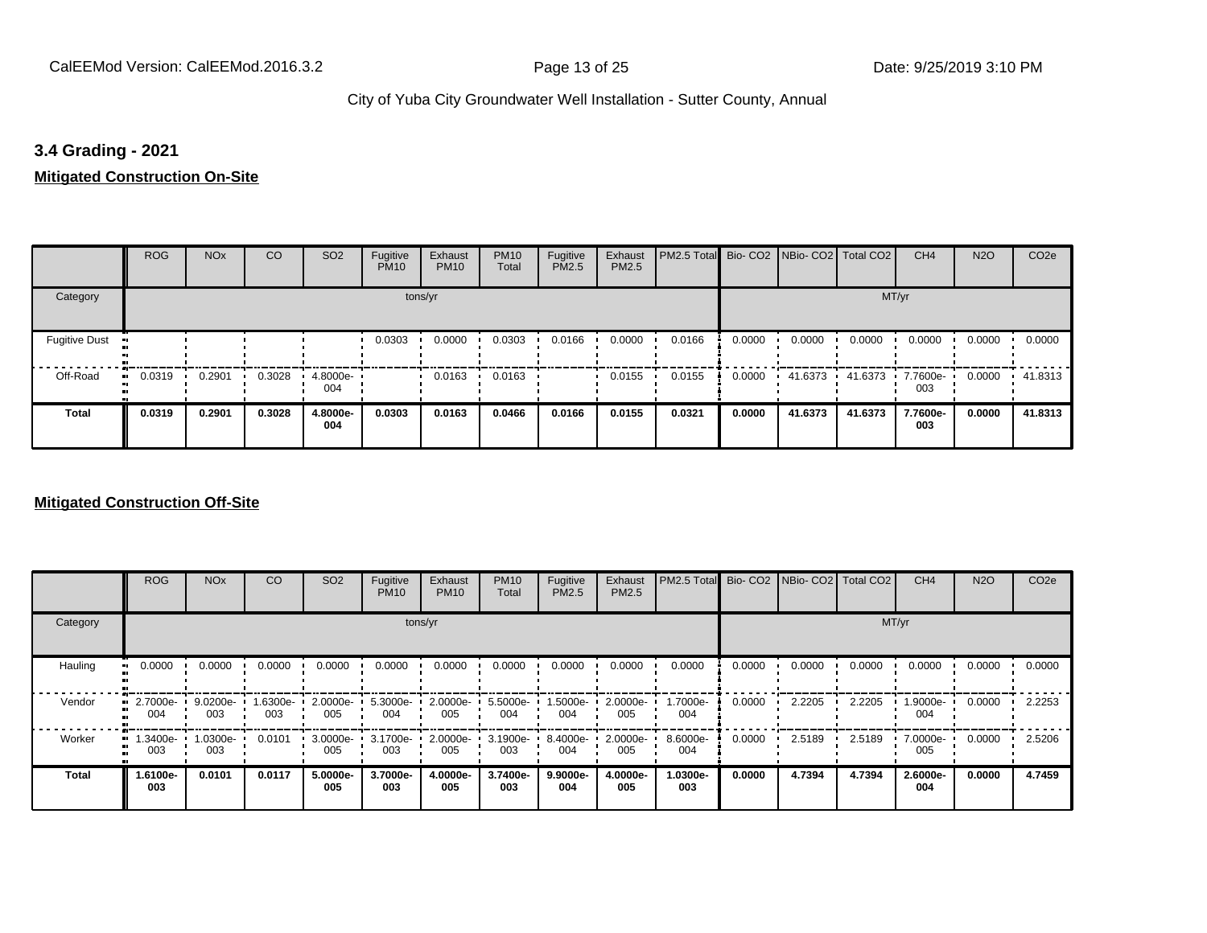### 3.4 Grading - 2021

**Mitigated Construction On-Site**

| | ROG | NOx | CO | SO2 | Fugitive PM10 | Exhaust PM10 | PM10 Total | Fugitive PM2.5 | Exhaust PM2.5 | PM2.5 Total | Bio- CO2 | NBio- CO2 | Total CO2 | CH4 | N2O | CO2e |
|---|---|---|---|---|---|---|---|---|---|---|---|---|---|---|---|---|
| Category | tons/yr | | | | | | | | | | MT/yr | | | | | |
| Fugitive Dust | | | | | 0.0303 | 0.0000 | 0.0303 | 0.0166 | 0.0000 | 0.0166 | 0.0000 | 0.0000 | 0.0000 | 0.0000 | 0.0000 | 0.0000 |
| Off-Road | 0.0319 | 0.2901 | 0.3028 | 4.8000e-004 | | 0.0163 | 0.0163 | | 0.0155 | 0.0155 | 0.0000 | 41.6373 | 41.6373 | 7.7600e-003 | 0.0000 | 41.8313 |
| **Total** | **0.0319** | **0.2901** | **0.3028** | **4.8000e-004** | **0.0303** | **0.0163** | **0.0466** | **0.0166** | **0.0155** | **0.0321** | **0.0000** | **41.6373** | **41.6373** | **7.7600e-003** | **0.0000** | **41.8313** |

**Mitigated Construction Off-Site**

| | ROG | NOx | CO | SO2 | Fugitive PM10 | Exhaust PM10 | PM10 Total | Fugitive PM2.5 | Exhaust PM2.5 | PM2.5 Total | Bio- CO2 | NBio- CO2 | Total CO2 | CH4 | N2O | CO2e |
|---|---|---|---|---|---|---|---|---|---|---|---|---|---|---|---|---|
| Category | tons/yr | | | | | | | | | | MT/yr | | | | | |
| Hauling | 0.0000 | 0.0000 | 0.0000 | 0.0000 | 0.0000 | 0.0000 | 0.0000 | 0.0000 | 0.0000 | 0.0000 | 0.0000 | 0.0000 | 0.0000 | 0.0000 | 0.0000 | 0.0000 |
| Vendor | 2.7000e-004 | 9.0200e-003 | 1.6300e-003 | 2.0000e-005 | 5.3000e-004 | 2.0000e-005 | 5.5000e-004 | 1.5000e-004 | 2.0000e-005 | 1.7000e-004 | 0.0000 | 2.2205 | 2.2205 | 1.9000e-004 | 0.0000 | 2.2253 |
| Worker | 1.3400e-003 | 1.0300e-003 | 0.0101 | 3.0000e-005 | 3.1700e-003 | 2.0000e-005 | 3.1900e-003 | 8.4000e-004 | 2.0000e-005 | 8.6000e-004 | 0.0000 | 2.5189 | 2.5189 | 7.0000e-005 | 0.0000 | 2.5206 |
| **Total** | **1.6100e-003** | **0.0101** | **0.0117** | **5.0000e-005** | **3.7000e-003** | **4.0000e-005** | **3.7400e-003** | **9.9000e-004** | **4.0000e-005** | **1.0300e-003** | **0.0000** | **4.7394** | **4.7394** | **2.6000e-004** | **0.0000** | **4.7459** |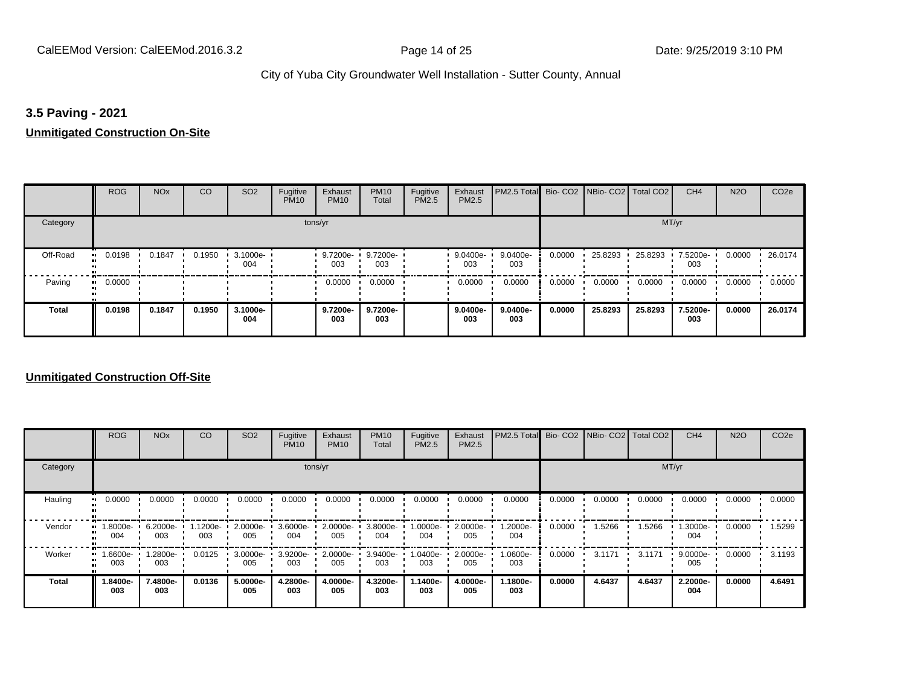## 3.5 Paving - 2021

**Unmitigated Construction On-Site**

| | ROG | NOx | CO | SO2 | Fugitive PM10 | Exhaust PM10 | PM10 Total | Fugitive PM2.5 | Exhaust PM2.5 | PM2.5 Total | Bio- CO2 | NBio- CO2 | Total CO2 | CH4 | N2O | CO2e |
|---|---|---|---|---|---|---|---|---|---|---|---|---|---|---|---|---|
| Category | tons/yr | | | | | | | | | | MT/yr | | | | | |
| Off-Road | 0.0198 | 0.1847 | 0.1950 | 3.1000e-004 | | 9.7200e-003 | 9.7200e-003 | | 9.0400e-003 | 9.0400e-003 | 0.0000 | 25.8293 | 25.8293 | 7.5200e-003 | 0.0000 | 26.0174 |
| Paving | 0.0000 | | | | | 0.0000 | 0.0000 | | 0.0000 | 0.0000 | 0.0000 | 0.0000 | 0.0000 | 0.0000 | 0.0000 | 0.0000 |
| **Total** | **0.0198** | **0.1847** | **0.1950** | **3.1000e-004** | | **9.7200e-003** | **9.7200e-003** | | **9.0400e-003** | **9.0400e-003** | **0.0000** | **25.8293** | **25.8293** | **7.5200e-003** | **0.0000** | **26.0174** |

**Unmitigated Construction Off-Site**

| | ROG | NOx | CO | SO2 | Fugitive PM10 | Exhaust PM10 | PM10 Total | Fugitive PM2.5 | Exhaust PM2.5 | PM2.5 Total | Bio- CO2 | NBio- CO2 | Total CO2 | CH4 | N2O | CO2e |
|---|---|---|---|---|---|---|---|---|---|---|---|---|---|---|---|---|
| Category | tons/yr | | | | | | | | | | MT/yr | | | | | |
| Hauling | 0.0000 | 0.0000 | 0.0000 | 0.0000 | 0.0000 | 0.0000 | 0.0000 | 0.0000 | 0.0000 | 0.0000 | 0.0000 | 0.0000 | 0.0000 | 0.0000 | 0.0000 | 0.0000 |
| Vendor | 1.8000e-004 | 6.2000e-003 | 1.1200e-003 | 2.0000e-005 | 3.6000e-004 | 2.0000e-005 | 3.8000e-004 | 1.0000e-004 | 2.0000e-005 | 1.2000e-004 | 0.0000 | 1.5266 | 1.5266 | 1.3000e-004 | 0.0000 | 1.5299 |
| Worker | 1.6600e-003 | 1.2800e-003 | 0.0125 | 3.0000e-005 | 3.9200e-003 | 2.0000e-005 | 3.9400e-003 | 1.0400e-003 | 2.0000e-005 | 1.0600e-003 | 0.0000 | 3.1171 | 3.1171 | 9.0000e-005 | 0.0000 | 3.1193 |
| **Total** | **1.8400e-003** | **7.4800e-003** | **0.0136** | **5.0000e-005** | **4.2800e-003** | **4.0000e-005** | **4.3200e-003** | **1.1400e-003** | **4.0000e-005** | **1.1800e-003** | **0.0000** | **4.6437** | **4.6437** | **2.2000e-004** | **0.0000** | **4.6491** |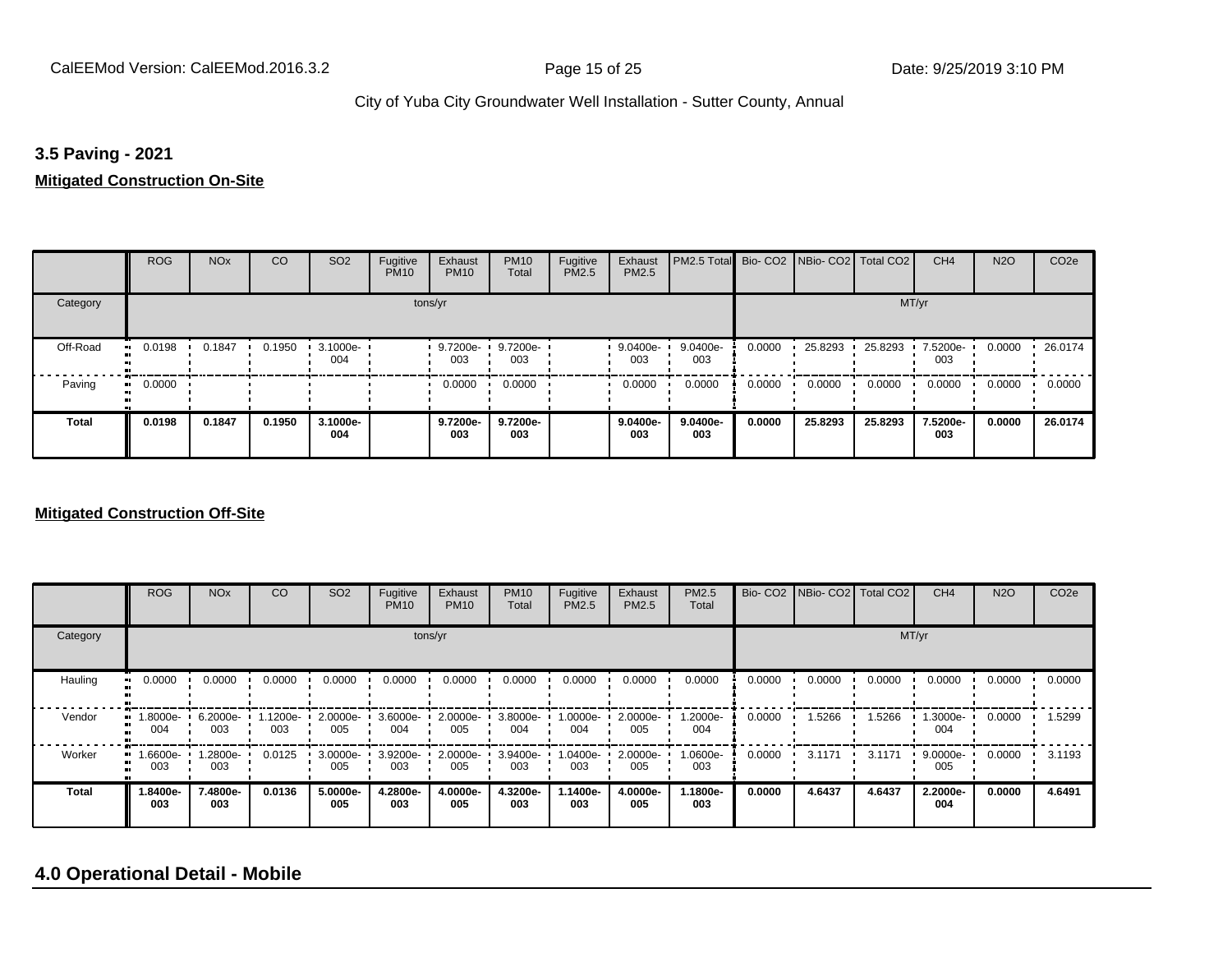### 3.5 Paving - 2021

**Mitigated Construction On-Site**

| | ROG | NOx | CO | SO2 | Fugitive PM10 | Exhaust PM10 | PM10 Total | Fugitive PM2.5 | Exhaust PM2.5 | PM2.5 Total | Bio- CO2 | NBio- CO2 | Total CO2 | CH4 | N2O | CO2e |
|---|---|---|---|---|---|---|---|---|---|---|---|---|---|---|---|---|
| Category | tons/yr | | | | | | | | | | MT/yr | | | | | |
| Off-Road | 0.0198 | 0.1847 | 0.1950 | 3.1000e-004 | | 9.7200e-003 | 9.7200e-003 | | 9.0400e-003 | 9.0400e-003 | 0.0000 | 25.8293 | 25.8293 | 7.5200e-003 | 0.0000 | 26.0174 |
| Paving | 0.0000 | | | | | 0.0000 | 0.0000 | | 0.0000 | 0.0000 | 0.0000 | 0.0000 | 0.0000 | 0.0000 | 0.0000 | 0.0000 |
| **Total** | **0.0198** | **0.1847** | **0.1950** | **3.1000e-004** | | **9.7200e-003** | **9.7200e-003** | | **9.0400e-003** | **9.0400e-003** | **0.0000** | **25.8293** | **25.8293** | **7.5200e-003** | **0.0000** | **26.0174** |

**Mitigated Construction Off-Site**

| | ROG | NOx | CO | SO2 | Fugitive PM10 | Exhaust PM10 | PM10 Total | Fugitive PM2.5 | Exhaust PM2.5 | PM2.5 Total | Bio- CO2 | NBio- CO2 | Total CO2 | CH4 | N2O | CO2e |
|---|---|---|---|---|---|---|---|---|---|---|---|---|---|---|---|---|
| Category | tons/yr | | | | | | | | | | MT/yr | | | | | |
| Hauling | 0.0000 | 0.0000 | 0.0000 | 0.0000 | 0.0000 | 0.0000 | 0.0000 | 0.0000 | 0.0000 | 0.0000 | 0.0000 | 0.0000 | 0.0000 | 0.0000 | 0.0000 | 0.0000 |
| Vendor | 1.8000e-004 | 6.2000e-003 | 1.1200e-003 | 2.0000e-005 | 3.6000e-004 | 2.0000e-005 | 3.8000e-004 | 1.0000e-004 | 2.0000e-005 | 1.2000e-004 | 0.0000 | 1.5266 | 1.5266 | 1.3000e-004 | 0.0000 | 1.5299 |
| Worker | 1.6600e-003 | 1.2800e-003 | 0.0125 | 3.0000e-005 | 3.9200e-003 | 2.0000e-005 | 3.9400e-003 | 1.0400e-003 | 2.0000e-005 | 1.0600e-003 | 0.0000 | 3.1171 | 3.1171 | 9.0000e-005 | 0.0000 | 3.1193 |
| **Total** | **1.8400e-003** | **7.4800e-003** | **0.0136** | **5.0000e-005** | **4.2800e-003** | **4.0000e-005** | **4.3200e-003** | **1.1400e-003** | **4.0000e-005** | **1.1800e-003** | **0.0000** | **4.6437** | **4.6437** | **2.2000e-004** | **0.0000** | **4.6491** |

## 4.0 Operational Detail - Mobile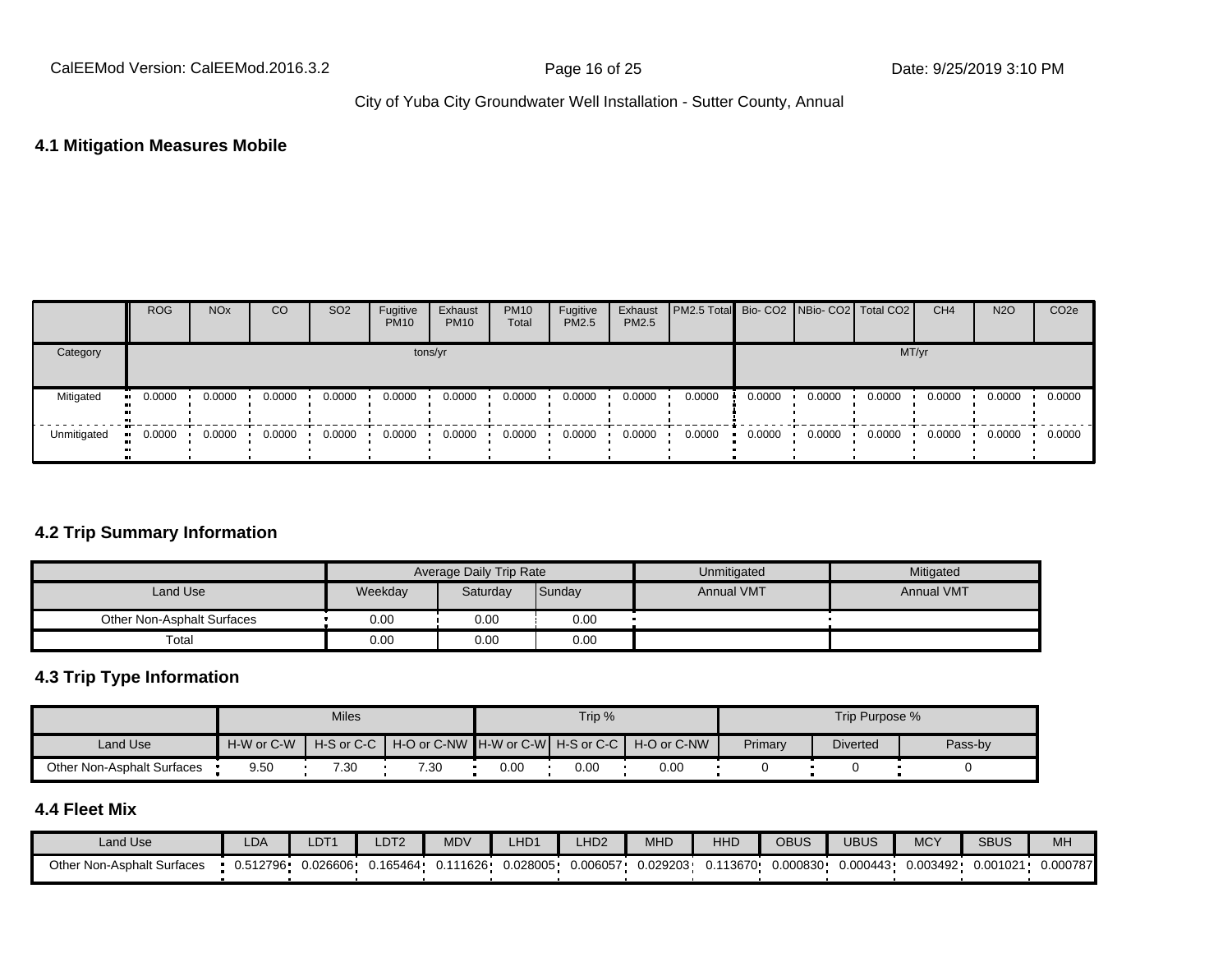## 4.1 Mitigation Measures Mobile

| | ROG | NOx | CO | SO2 | Fugitive PM10 | Exhaust PM10 | PM10 Total | Fugitive PM2.5 | Exhaust PM2.5 | PM2.5 Total | Bio- CO2 | NBio- CO2 | Total CO2 | CH4 | N2O | CO2e |
|---|---|---|---|---|---|---|---|---|---|---|---|---|---|---|---|---|
| Category | tons/yr | | | | | | | | | | MT/yr | | | | | |
| Mitigated | 0.0000 | 0.0000 | 0.0000 | 0.0000 | 0.0000 | 0.0000 | 0.0000 | 0.0000 | 0.0000 | 0.0000 | 0.0000 | 0.0000 | 0.0000 | 0.0000 | 0.0000 | 0.0000 |
| Unmitigated | 0.0000 | 0.0000 | 0.0000 | 0.0000 | 0.0000 | 0.0000 | 0.0000 | 0.0000 | 0.0000 | 0.0000 | 0.0000 | 0.0000 | 0.0000 | 0.0000 | 0.0000 | 0.0000 |

## 4.2 Trip Summary Information

| | Average Daily Trip Rate | | | Unmitigated | Mitigated |
|---|---|---|---|---|---|
| Land Use | Weekday | Saturday | Sunday | Annual VMT | Annual VMT |
| Other Non-Asphalt Surfaces | 0.00 | 0.00 | 0.00 | | |
| Total | 0.00 | 0.00 | 0.00 | | |

## 4.3 Trip Type Information

| | Miles | | | Trip % | | | Trip Purpose % | | |
|---|---|---|---|---|---|---|---|---|---|
| Land Use | H-W or C-W | H-S or C-C | H-O or C-NW | H-W or C-W | H-S or C-C | H-O or C-NW | Primary | Diverted | Pass-by |
| Other Non-Asphalt Surfaces | 9.50 | 7.30 | 7.30 | 0.00 | 0.00 | 0.00 | 0 | 0 | 0 |

## 4.4 Fleet Mix

| Land Use | LDA | LDT1 | LDT2 | MDV | LHD1 | LHD2 | MHD | HHD | OBUS | UBUS | MCY | SBUS | MH |
|---|---|---|---|---|---|---|---|---|---|---|---|---|---|
| Other Non-Asphalt Surfaces | 0.512796 | 0.026606 | 0.165464 | 0.111626 | 0.028005 | 0.006057 | 0.029203 | 0.113670 | 0.000830 | 0.000443 | 0.003492 | 0.001021 | 0.000787 |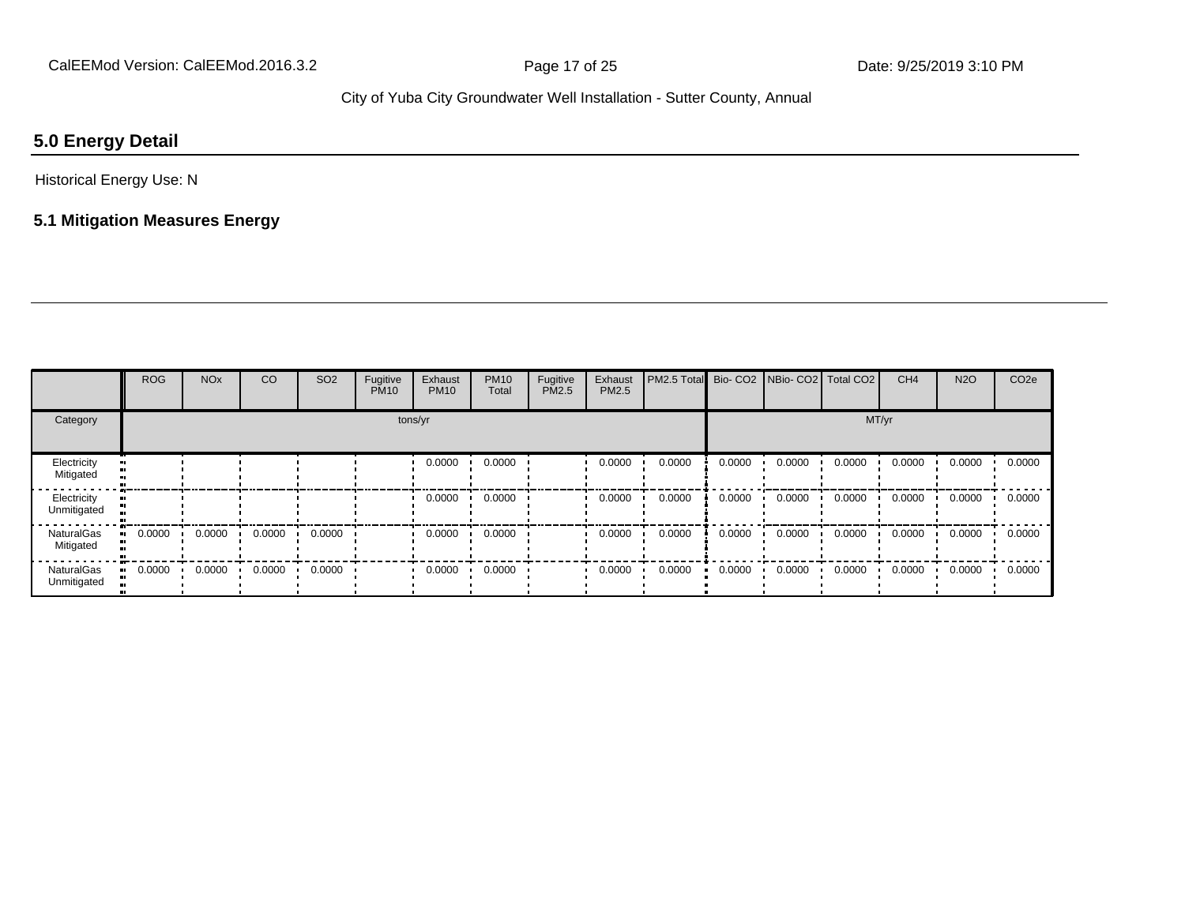## 5.0 Energy Detail

Historical Energy Use: N

### 5.1 Mitigation Measures Energy

| | ROG | NOx | CO | SO2 | Fugitive PM10 | Exhaust PM10 | PM10 Total | Fugitive PM2.5 | Exhaust PM2.5 | PM2.5 Total | Bio- CO2 | NBio- CO2 | Total CO2 | CH4 | N2O | CO2e |
|---|---|---|---|---|---|---|---|---|---|---|---|---|---|---|---|---|
| Category | tons/yr | | | | | | | | | | MT/yr | | | | | |
| Electricity Mitigated | | | | | | 0.0000 | 0.0000 | | 0.0000 | 0.0000 | 0.0000 | 0.0000 | 0.0000 | 0.0000 | 0.0000 | 0.0000 |
| Electricity Unmitigated | | | | | | 0.0000 | 0.0000 | | 0.0000 | 0.0000 | 0.0000 | 0.0000 | 0.0000 | 0.0000 | 0.0000 | 0.0000 |
| NaturalGas Mitigated | 0.0000 | 0.0000 | 0.0000 | 0.0000 | | 0.0000 | 0.0000 | | 0.0000 | 0.0000 | 0.0000 | 0.0000 | 0.0000 | 0.0000 | 0.0000 | 0.0000 |
| NaturalGas Unmitigated | 0.0000 | 0.0000 | 0.0000 | 0.0000 | | 0.0000 | 0.0000 | | 0.0000 | 0.0000 | 0.0000 | 0.0000 | 0.0000 | 0.0000 | 0.0000 | 0.0000 |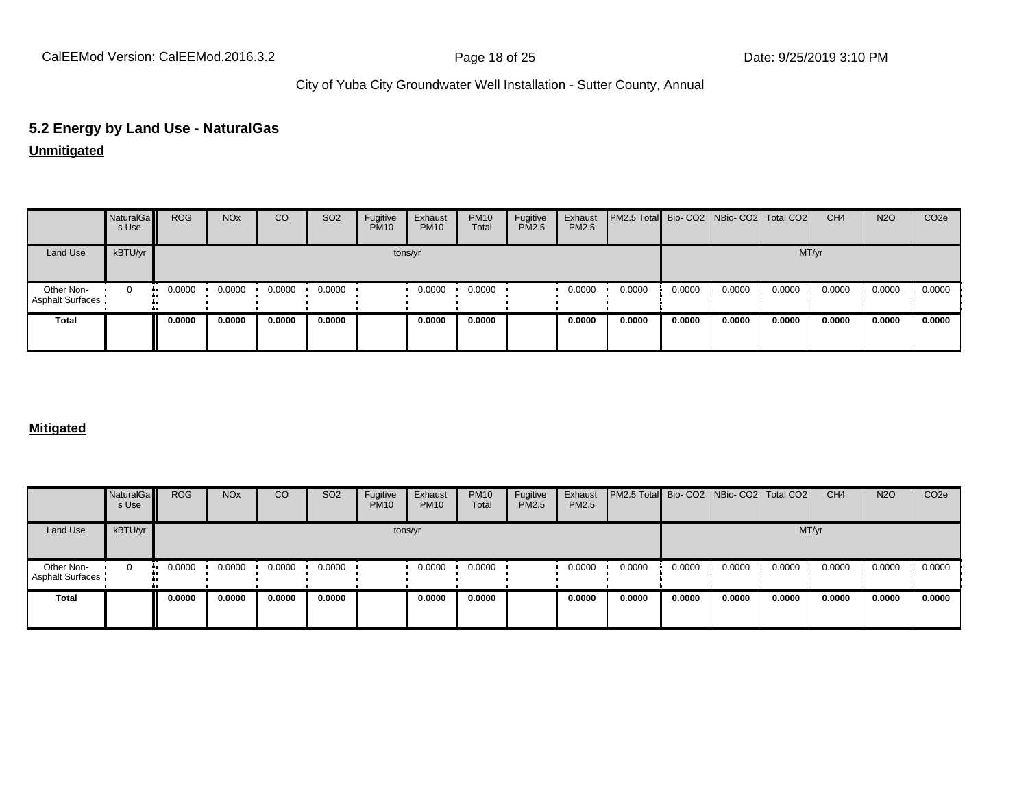## 5.2 Energy by Land Use - NaturalGas

**Unmitigated**

| | NaturalGas Use | ROG | NOx | CO | SO2 | Fugitive PM10 | Exhaust PM10 | PM10 Total | Fugitive PM2.5 | Exhaust PM2.5 | PM2.5 Total | Bio- CO2 | NBio- CO2 | Total CO2 | CH4 | N2O | CO2e |
|---|---|---|---|---|---|---|---|---|---|---|---|---|---|---|---|---|---|
| Land Use | kBTU/yr | tons/yr | | | | | | | | | | MT/yr | | | | | |
| Other Non-Asphalt Surfaces | 0 | 0.0000 | 0.0000 | 0.0000 | 0.0000 | | 0.0000 | 0.0000 | | 0.0000 | 0.0000 | 0.0000 | 0.0000 | 0.0000 | 0.0000 | 0.0000 | 0.0000 |
| **Total** | | **0.0000** | **0.0000** | **0.0000** | **0.0000** | | **0.0000** | **0.0000** | | **0.0000** | **0.0000** | **0.0000** | **0.0000** | **0.0000** | **0.0000** | **0.0000** | **0.0000** |

**Mitigated**

| | NaturalGas Use | ROG | NOx | CO | SO2 | Fugitive PM10 | Exhaust PM10 | PM10 Total | Fugitive PM2.5 | Exhaust PM2.5 | PM2.5 Total | Bio- CO2 | NBio- CO2 | Total CO2 | CH4 | N2O | CO2e |
|---|---|---|---|---|---|---|---|---|---|---|---|---|---|---|---|---|---|
| Land Use | kBTU/yr | tons/yr | | | | | | | | | | MT/yr | | | | | |
| Other Non-Asphalt Surfaces | 0 | 0.0000 | 0.0000 | 0.0000 | 0.0000 | | 0.0000 | 0.0000 | | 0.0000 | 0.0000 | 0.0000 | 0.0000 | 0.0000 | 0.0000 | 0.0000 | 0.0000 |
| **Total** | | **0.0000** | **0.0000** | **0.0000** | **0.0000** | | **0.0000** | **0.0000** | | **0.0000** | **0.0000** | **0.0000** | **0.0000** | **0.0000** | **0.0000** | **0.0000** | **0.0000** |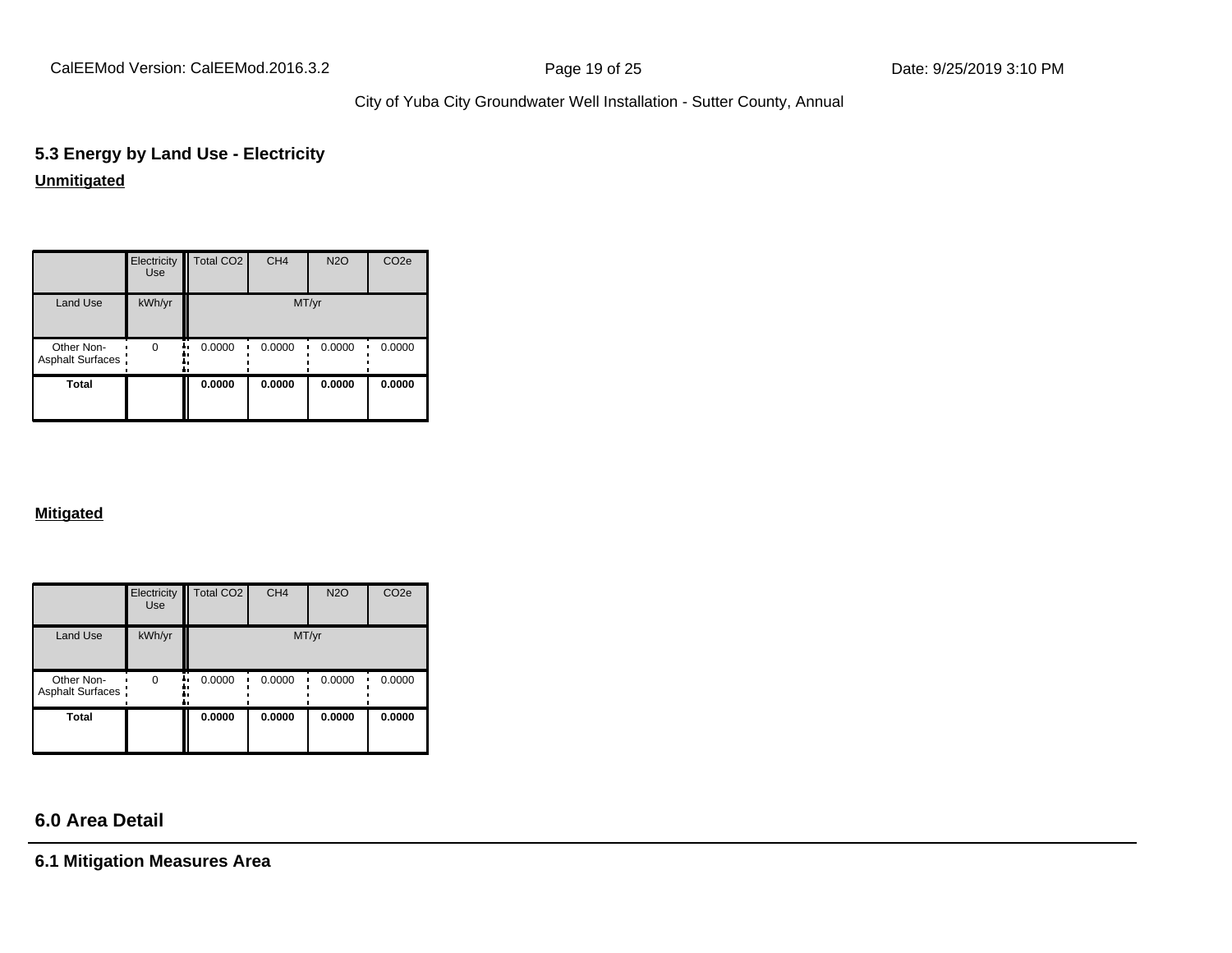### 5.3 Energy by Land Use - Electricity

**Unmitigated**

| | Electricity Use | Total CO2 | CH4 | N2O | CO2e |
|---|---|---|---|---|---|
| Land Use | kWh/yr | MT/yr | | | |
| Other Non-Asphalt Surfaces | 0 | 0.0000 | 0.0000 | 0.0000 | 0.0000 |
| **Total** | | **0.0000** | **0.0000** | **0.0000** | **0.0000** |

**Mitigated**

| | Electricity Use | Total CO2 | CH4 | N2O | CO2e |
|---|---|---|---|---|---|
| Land Use | kWh/yr | MT/yr | | | |
| Other Non-Asphalt Surfaces | 0 | 0.0000 | 0.0000 | 0.0000 | 0.0000 |
| **Total** | | **0.0000** | **0.0000** | **0.0000** | **0.0000** |

## 6.0 Area Detail

### 6.1 Mitigation Measures Area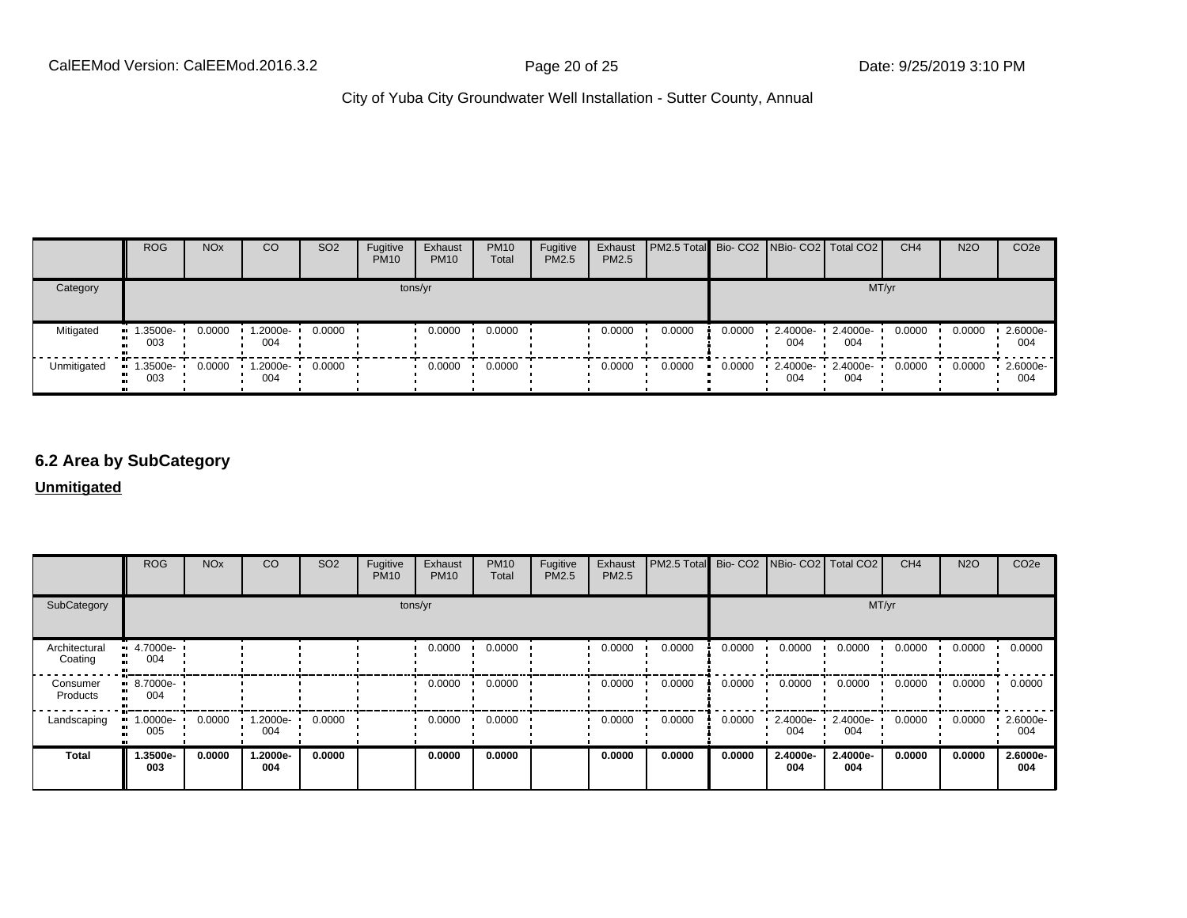|  | ROG | NOx | CO | SO2 | Fugitive PM10 | Exhaust PM10 | PM10 Total | Fugitive PM2.5 | Exhaust PM2.5 | PM2.5 Total | Bio- CO2 | NBio- CO2 | Total CO2 | CH4 | N2O | CO2e |
|---|---|---|---|---|---|---|---|---|---|---|---|---|---|---|---|---|
| Category | tons/yr | | | | | | | | | | MT/yr | | | | | |
| Mitigated | 1.3500e-003 | 0.0000 | 1.2000e-004 | 0.0000 |  | 0.0000 | 0.0000 |  | 0.0000 | 0.0000 | 0.0000 | 2.4000e-004 | 2.4000e-004 | 0.0000 | 0.0000 | 2.6000e-004 |
| Unmitigated | 1.3500e-003 | 0.0000 | 1.2000e-004 | 0.0000 |  | 0.0000 | 0.0000 |  | 0.0000 | 0.0000 | 0.0000 | 2.4000e-004 | 2.4000e-004 | 0.0000 | 0.0000 | 2.6000e-004 |

## 6.2 Area by SubCategory

**Unmitigated**

|  | ROG | NOx | CO | SO2 | Fugitive PM10 | Exhaust PM10 | PM10 Total | Fugitive PM2.5 | Exhaust PM2.5 | PM2.5 Total | Bio- CO2 | NBio- CO2 | Total CO2 | CH4 | N2O | CO2e |
|---|---|---|---|---|---|---|---|---|---|---|---|---|---|---|---|---|
| SubCategory | tons/yr | | | | | | | | | | MT/yr | | | | | |
| Architectural Coating | 4.7000e-004 |  |  |  |  | 0.0000 | 0.0000 |  | 0.0000 | 0.0000 | 0.0000 | 0.0000 | 0.0000 | 0.0000 | 0.0000 | 0.0000 |
| Consumer Products | 8.7000e-004 |  |  |  |  | 0.0000 | 0.0000 |  | 0.0000 | 0.0000 | 0.0000 | 0.0000 | 0.0000 | 0.0000 | 0.0000 | 0.0000 |
| Landscaping | 1.0000e-005 | 0.0000 | 1.2000e-004 | 0.0000 |  | 0.0000 | 0.0000 |  | 0.0000 | 0.0000 | 0.0000 | 2.4000e-004 | 2.4000e-004 | 0.0000 | 0.0000 | 2.6000e-004 |
| **Total** | **1.3500e-003** | **0.0000** | **1.2000e-004** | **0.0000** |  | **0.0000** | **0.0000** |  | **0.0000** | **0.0000** | **0.0000** | **2.4000e-004** | **2.4000e-004** | **0.0000** | **0.0000** | **2.6000e-004** |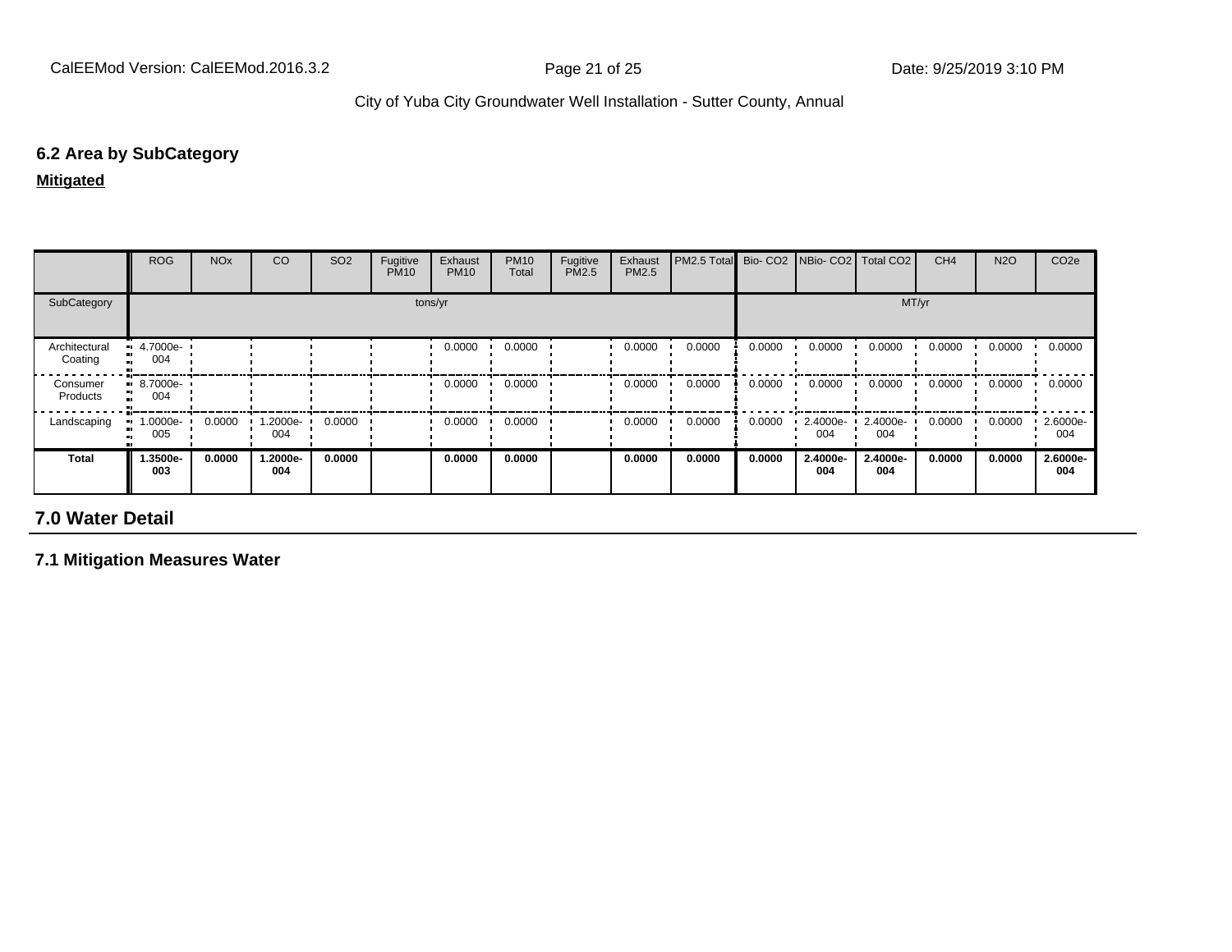## 6.2 Area by SubCategory

**Mitigated**

| | ROG | NOx | CO | SO2 | Fugitive PM10 | Exhaust PM10 | PM10 Total | Fugitive PM2.5 | Exhaust PM2.5 | PM2.5 Total | Bio- CO2 | NBio- CO2 | Total CO2 | CH4 | N2O | CO2e |
|---|---|---|---|---|---|---|---|---|---|---|---|---|---|---|---|---|
| SubCategory | tons/yr | | | | | | | | | | MT/yr | | | | | |
| Architectural Coating | 4.7000e-004 | | | | | 0.0000 | 0.0000 | | 0.0000 | 0.0000 | 0.0000 | 0.0000 | 0.0000 | 0.0000 | 0.0000 | 0.0000 |
| Consumer Products | 8.7000e-004 | | | | | 0.0000 | 0.0000 | | 0.0000 | 0.0000 | 0.0000 | 0.0000 | 0.0000 | 0.0000 | 0.0000 | 0.0000 |
| Landscaping | 1.0000e-005 | 0.0000 | 1.2000e-004 | 0.0000 | | 0.0000 | 0.0000 | | 0.0000 | 0.0000 | 0.0000 | 2.4000e-004 | 2.4000e-004 | 0.0000 | 0.0000 | 2.6000e-004 |
| **Total** | **1.3500e-003** | **0.0000** | **1.2000e-004** | **0.0000** | | **0.0000** | **0.0000** | | **0.0000** | **0.0000** | **0.0000** | **2.4000e-004** | **2.4000e-004** | **0.0000** | **0.0000** | **2.6000e-004** |

# 7.0 Water Detail

## 7.1 Mitigation Measures Water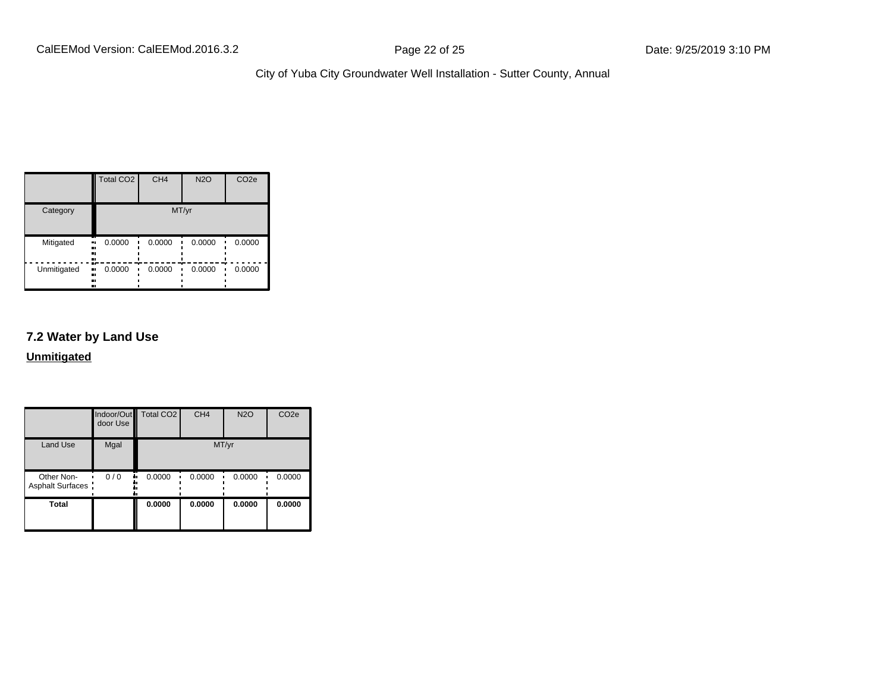|  | Total CO2 | CH4 | N2O | CO2e |
|---|---|---|---|---|
| Category | MT/yr | | | |
| Mitigated | 0.0000 | 0.0000 | 0.0000 | 0.0000 |
| Unmitigated | 0.0000 | 0.0000 | 0.0000 | 0.0000 |

## 7.2 Water by Land Use

**Unmitigated**

|  | Indoor/Outdoor Use | Total CO2 | CH4 | N2O | CO2e |
|---|---|---|---|---|---|
| Land Use | Mgal | MT/yr | | | |
| Other Non-Asphalt Surfaces | 0 / 0 | 0.0000 | 0.0000 | 0.0000 | 0.0000 |
| **Total** |  | **0.0000** | **0.0000** | **0.0000** | **0.0000** |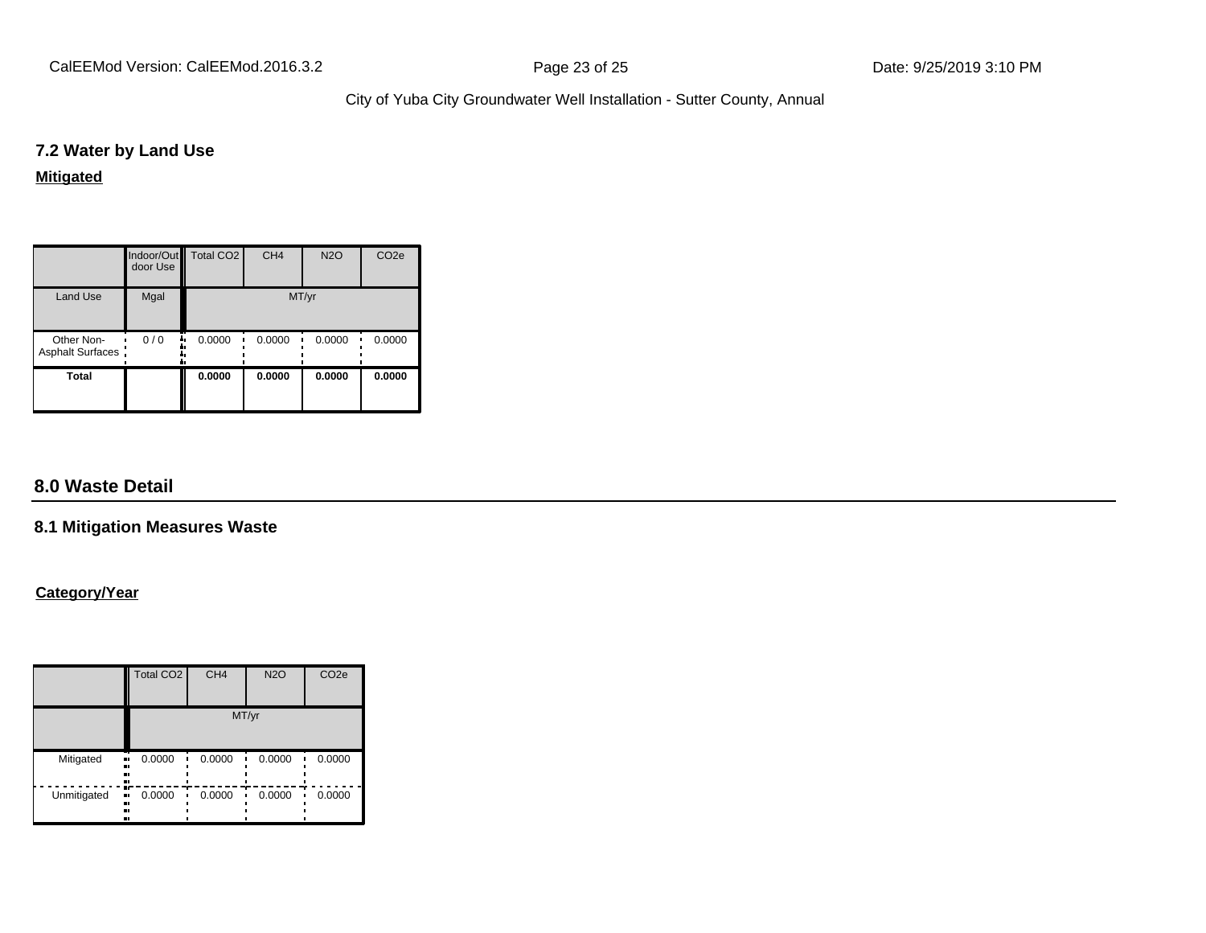### 7.2 Water by Land Use

**Mitigated**

| | Indoor/Outdoor Use | Total CO2 | CH4 | N2O | CO2e |
|---|---|---|---|---|---|
| Land Use | Mgal | MT/yr | | | |
| Other Non-Asphalt Surfaces | 0 / 0 | 0.0000 | 0.0000 | 0.0000 | 0.0000 |
| **Total** | | **0.0000** | **0.0000** | **0.0000** | **0.0000** |

## 8.0 Waste Detail

### 8.1 Mitigation Measures Waste

**Category/Year**

| | Total CO2 | CH4 | N2O | CO2e |
|---|---|---|---|---|
| | MT/yr | | | |
| Mitigated | 0.0000 | 0.0000 | 0.0000 | 0.0000 |
| Unmitigated | 0.0000 | 0.0000 | 0.0000 | 0.0000 |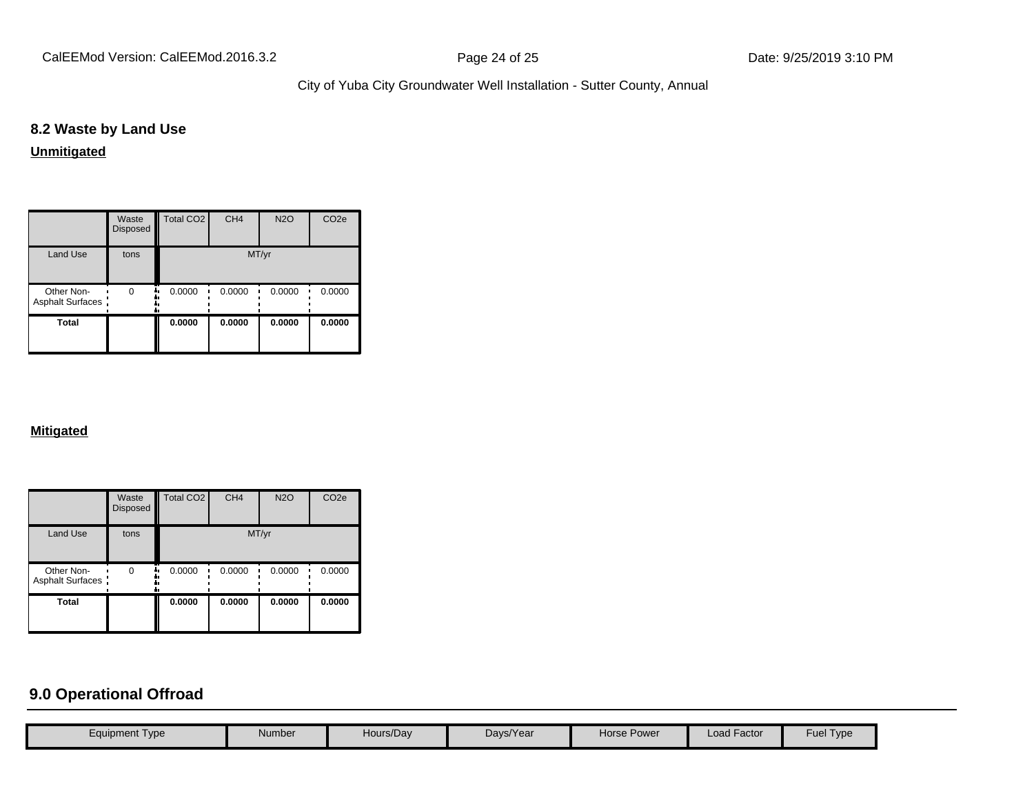## 8.2 Waste by Land Use

**Unmitigated**

| | Waste Disposed | Total CO2 | CH4 | N2O | CO2e |
|---|---|---|---|---|---|
| Land Use | tons | MT/yr | | | |
| Other Non-Asphalt Surfaces | 0 | 0.0000 | 0.0000 | 0.0000 | 0.0000 |
| **Total** | | **0.0000** | **0.0000** | **0.0000** | **0.0000** |

**Mitigated**

| | Waste Disposed | Total CO2 | CH4 | N2O | CO2e |
|---|---|---|---|---|---|
| Land Use | tons | MT/yr | | | |
| Other Non-Asphalt Surfaces | 0 | 0.0000 | 0.0000 | 0.0000 | 0.0000 |
| **Total** | | **0.0000** | **0.0000** | **0.0000** | **0.0000** |

## 9.0 Operational Offroad

| Equipment Type | Number | Hours/Day | Days/Year | Horse Power | Load Factor | Fuel Type |
|---|---|---|---|---|---|---|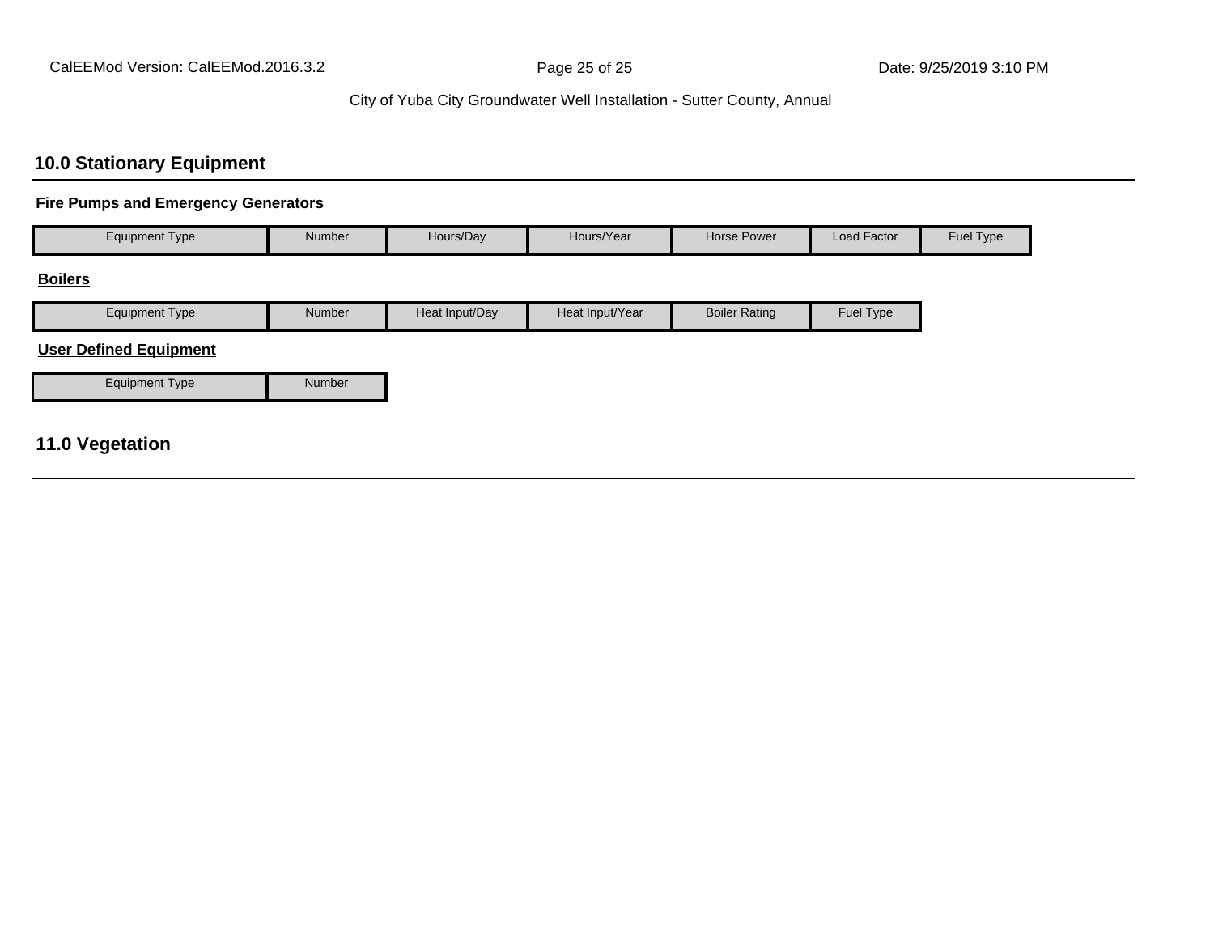## 10.0 Stationary Equipment

**Fire Pumps and Emergency Generators**

| Equipment Type | Number | Hours/Day | Hours/Year | Horse Power | Load Factor | Fuel Type |
|---|---|---|---|---|---|---|

**Boilers**

| Equipment Type | Number | Heat Input/Day | Heat Input/Year | Boiler Rating | Fuel Type |
|---|---|---|---|---|---|

**User Defined Equipment**

| Equipment Type | Number |
|---|---|

## 11.0 Vegetation